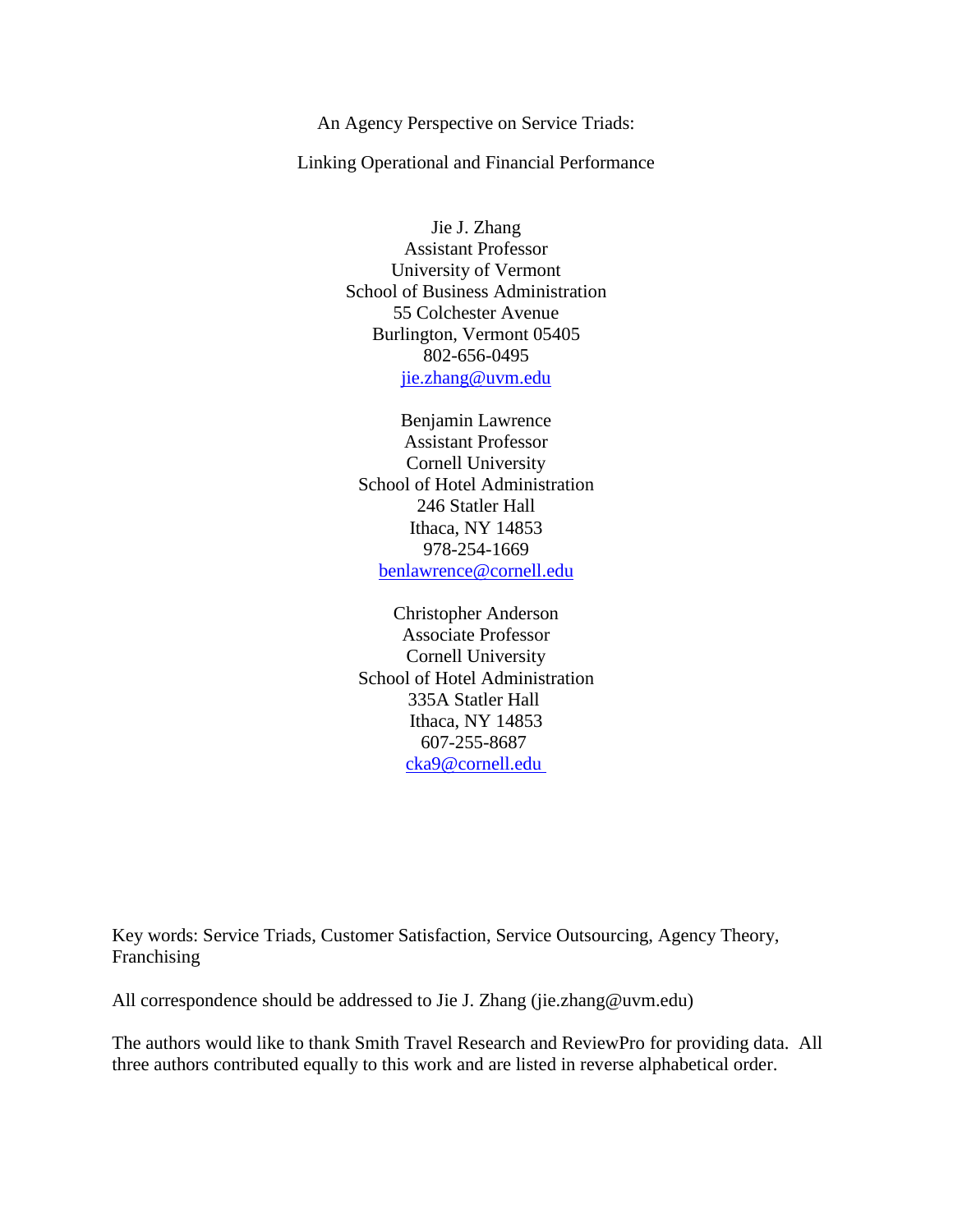# An Agency Perspective on Service Triads:

# Linking Operational and Financial Performance

Jie J. Zhang
Assistant Professor
University of Vermont
School of Business Administration
55 Colchester Avenue
Burlington, Vermont 05405
802-656-0495
jie.zhang@uvm.edu

Benjamin Lawrence
Assistant Professor
Cornell University
School of Hotel Administration
246 Statler Hall
Ithaca, NY 14853
978-254-1669
benlawrence@cornell.edu

Christopher Anderson
Associate Professor
Cornell University
School of Hotel Administration
335A Statler Hall
Ithaca, NY 14853
607-255-8687
cka9@cornell.edu

Key words: Service Triads, Customer Satisfaction, Service Outsourcing, Agency Theory, Franchising

All correspondence should be addressed to Jie J. Zhang (jie.zhang@uvm.edu)

The authors would like to thank Smith Travel Research and ReviewPro for providing data. All three authors contributed equally to this work and are listed in reverse alphabetical order.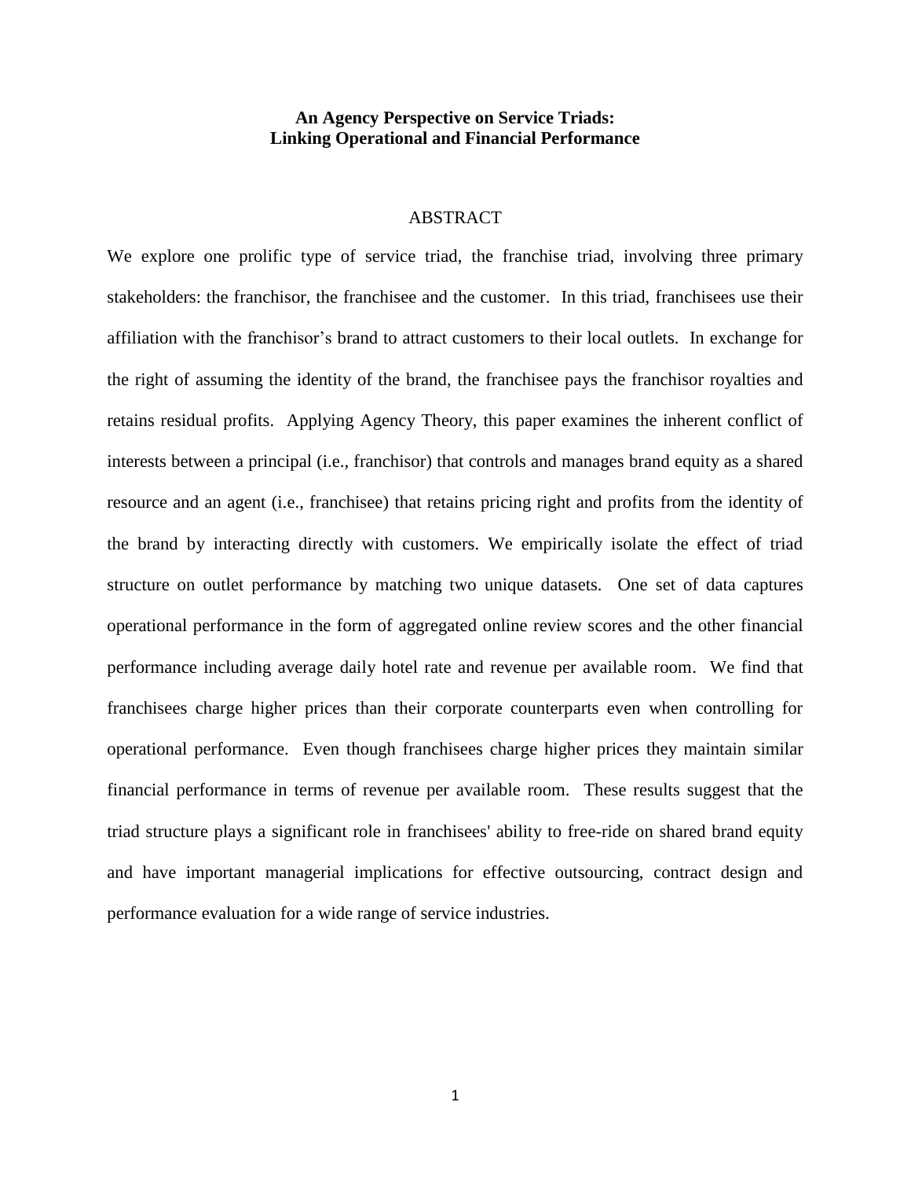**An Agency Perspective on Service Triads:**
**Linking Operational and Financial Performance**

## ABSTRACT

We explore one prolific type of service triad, the franchise triad, involving three primary stakeholders: the franchisor, the franchisee and the customer. In this triad, franchisees use their affiliation with the franchisor's brand to attract customers to their local outlets. In exchange for the right of assuming the identity of the brand, the franchisee pays the franchisor royalties and retains residual profits. Applying Agency Theory, this paper examines the inherent conflict of interests between a principal (i.e., franchisor) that controls and manages brand equity as a shared resource and an agent (i.e., franchisee) that retains pricing right and profits from the identity of the brand by interacting directly with customers. We empirically isolate the effect of triad structure on outlet performance by matching two unique datasets. One set of data captures operational performance in the form of aggregated online review scores and the other financial performance including average daily hotel rate and revenue per available room. We find that franchisees charge higher prices than their corporate counterparts even when controlling for operational performance. Even though franchisees charge higher prices they maintain similar financial performance in terms of revenue per available room. These results suggest that the triad structure plays a significant role in franchisees' ability to free-ride on shared brand equity and have important managerial implications for effective outsourcing, contract design and performance evaluation for a wide range of service industries.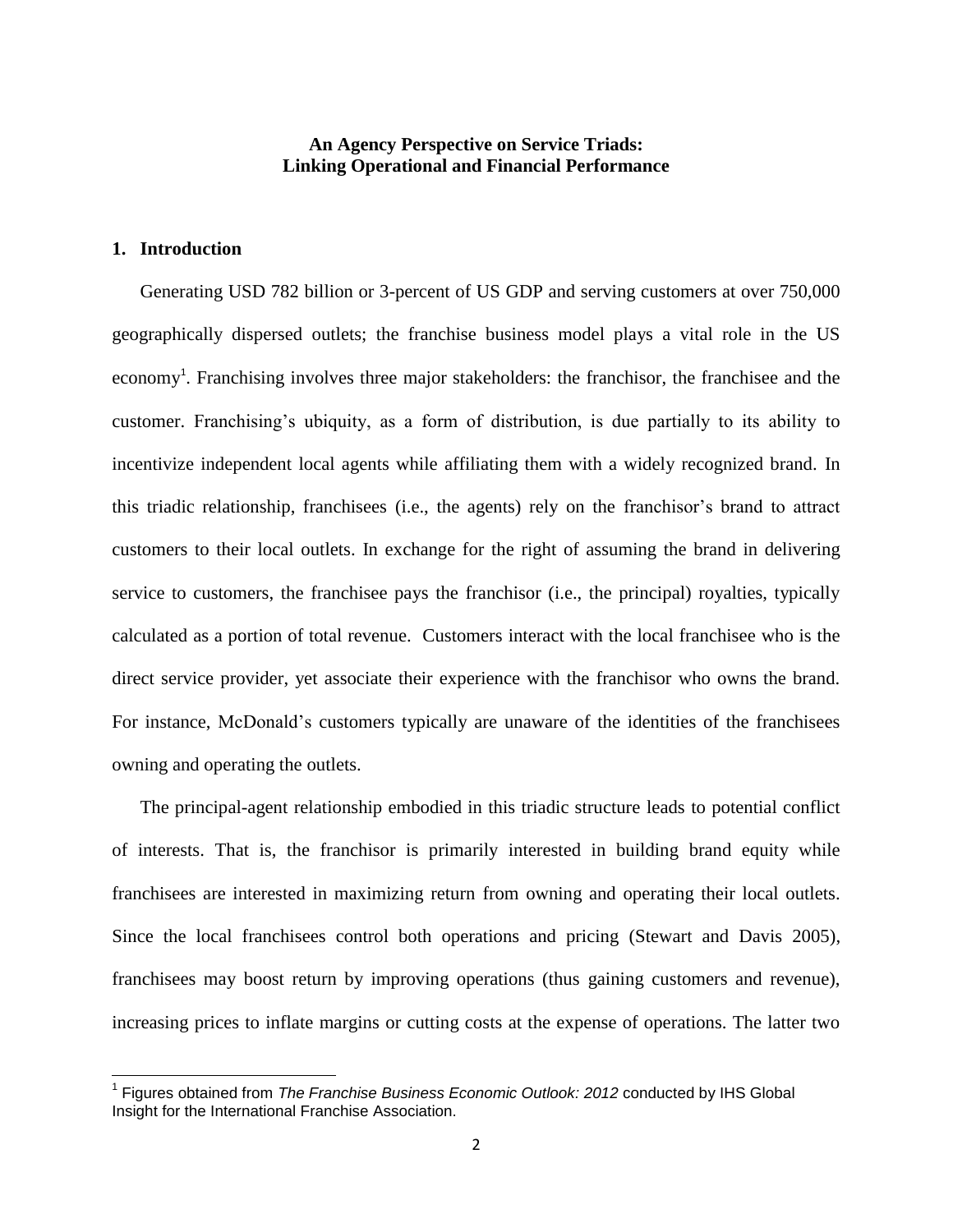**An Agency Perspective on Service Triads: Linking Operational and Financial Performance**

## 1. Introduction

Generating USD 782 billion or 3-percent of US GDP and serving customers at over 750,000 geographically dispersed outlets; the franchise business model plays a vital role in the US economy[1]. Franchising involves three major stakeholders: the franchisor, the franchisee and the customer. Franchising's ubiquity, as a form of distribution, is due partially to its ability to incentivize independent local agents while affiliating them with a widely recognized brand. In this triadic relationship, franchisees (i.e., the agents) rely on the franchisor's brand to attract customers to their local outlets. In exchange for the right of assuming the brand in delivering service to customers, the franchisee pays the franchisor (i.e., the principal) royalties, typically calculated as a portion of total revenue. Customers interact with the local franchisee who is the direct service provider, yet associate their experience with the franchisor who owns the brand. For instance, McDonald's customers typically are unaware of the identities of the franchisees owning and operating the outlets.

The principal-agent relationship embodied in this triadic structure leads to potential conflict of interests. That is, the franchisor is primarily interested in building brand equity while franchisees are interested in maximizing return from owning and operating their local outlets. Since the local franchisees control both operations and pricing (Stewart and Davis 2005), franchisees may boost return by improving operations (thus gaining customers and revenue), increasing prices to inflate margins or cutting costs at the expense of operations. The latter two

[1] Figures obtained from *The Franchise Business Economic Outlook: 2012* conducted by IHS Global Insight for the International Franchise Association.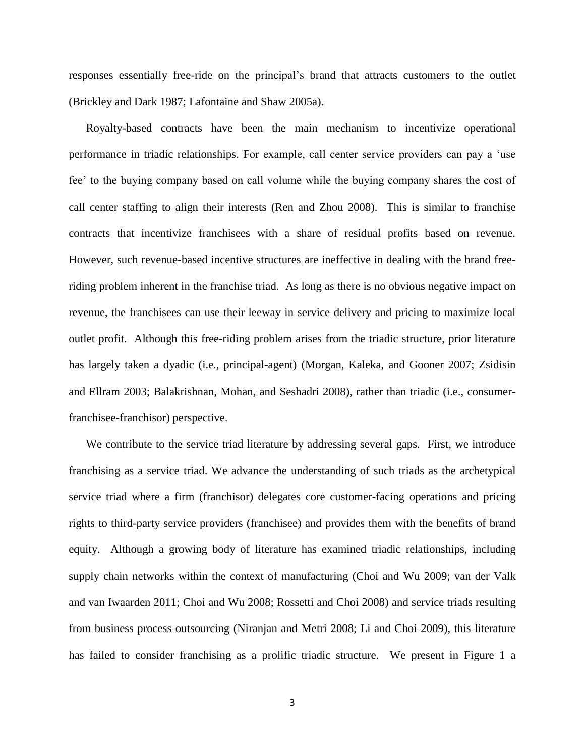responses essentially free-ride on the principal's brand that attracts customers to the outlet (Brickley and Dark 1987; Lafontaine and Shaw 2005a).

Royalty-based contracts have been the main mechanism to incentivize operational performance in triadic relationships. For example, call center service providers can pay a 'use fee' to the buying company based on call volume while the buying company shares the cost of call center staffing to align their interests (Ren and Zhou 2008). This is similar to franchise contracts that incentivize franchisees with a share of residual profits based on revenue. However, such revenue-based incentive structures are ineffective in dealing with the brand free-riding problem inherent in the franchise triad. As long as there is no obvious negative impact on revenue, the franchisees can use their leeway in service delivery and pricing to maximize local outlet profit. Although this free-riding problem arises from the triadic structure, prior literature has largely taken a dyadic (i.e., principal-agent) (Morgan, Kaleka, and Gooner 2007; Zsidisin and Ellram 2003; Balakrishnan, Mohan, and Seshadri 2008), rather than triadic (i.e., consumer-franchisee-franchisor) perspective.

We contribute to the service triad literature by addressing several gaps. First, we introduce franchising as a service triad. We advance the understanding of such triads as the archetypical service triad where a firm (franchisor) delegates core customer-facing operations and pricing rights to third-party service providers (franchisee) and provides them with the benefits of brand equity. Although a growing body of literature has examined triadic relationships, including supply chain networks within the context of manufacturing (Choi and Wu 2009; van der Valk and van Iwaarden 2011; Choi and Wu 2008; Rossetti and Choi 2008) and service triads resulting from business process outsourcing (Niranjan and Metri 2008; Li and Choi 2009), this literature has failed to consider franchising as a prolific triadic structure. We present in Figure 1 a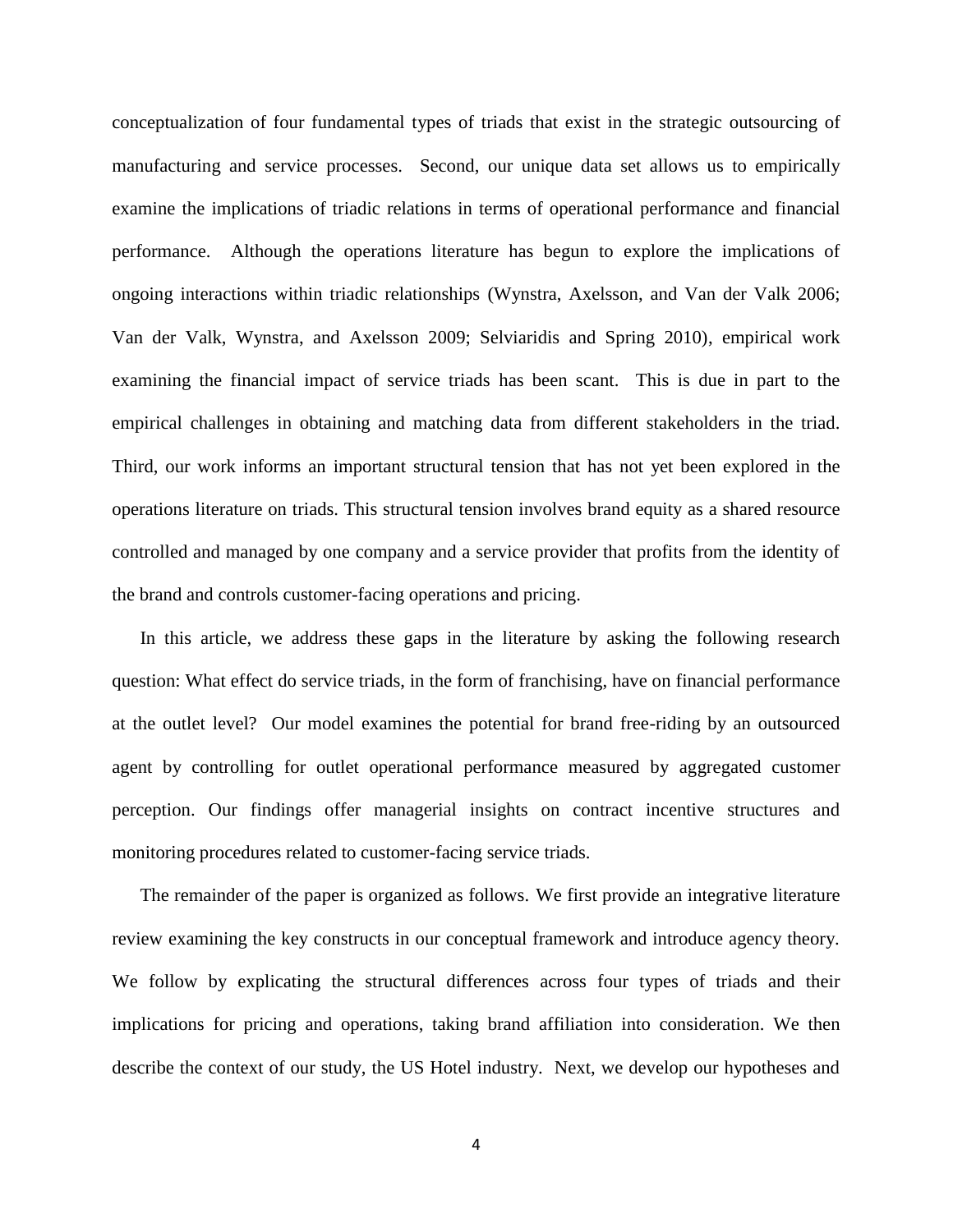conceptualization of four fundamental types of triads that exist in the strategic outsourcing of manufacturing and service processes. Second, our unique data set allows us to empirically examine the implications of triadic relations in terms of operational performance and financial performance. Although the operations literature has begun to explore the implications of ongoing interactions within triadic relationships (Wynstra, Axelsson, and Van der Valk 2006; Van der Valk, Wynstra, and Axelsson 2009; Selviaridis and Spring 2010), empirical work examining the financial impact of service triads has been scant. This is due in part to the empirical challenges in obtaining and matching data from different stakeholders in the triad. Third, our work informs an important structural tension that has not yet been explored in the operations literature on triads. This structural tension involves brand equity as a shared resource controlled and managed by one company and a service provider that profits from the identity of the brand and controls customer-facing operations and pricing.

In this article, we address these gaps in the literature by asking the following research question: What effect do service triads, in the form of franchising, have on financial performance at the outlet level? Our model examines the potential for brand free-riding by an outsourced agent by controlling for outlet operational performance measured by aggregated customer perception. Our findings offer managerial insights on contract incentive structures and monitoring procedures related to customer-facing service triads.

The remainder of the paper is organized as follows. We first provide an integrative literature review examining the key constructs in our conceptual framework and introduce agency theory. We follow by explicating the structural differences across four types of triads and their implications for pricing and operations, taking brand affiliation into consideration. We then describe the context of our study, the US Hotel industry. Next, we develop our hypotheses and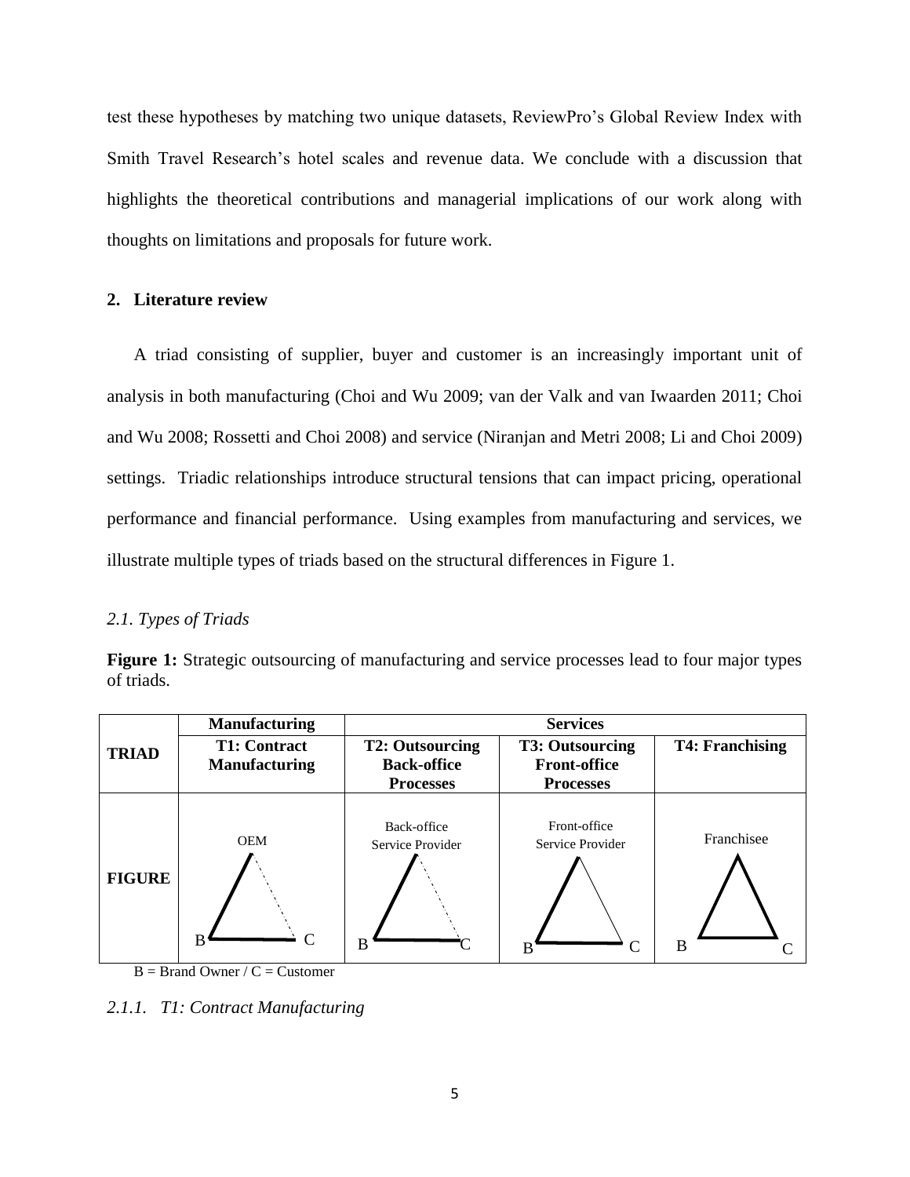test these hypotheses by matching two unique datasets, ReviewPro's Global Review Index with Smith Travel Research's hotel scales and revenue data. We conclude with a discussion that highlights the theoretical contributions and managerial implications of our work along with thoughts on limitations and proposals for future work.

## 2. Literature review

A triad consisting of supplier, buyer and customer is an increasingly important unit of analysis in both manufacturing (Choi and Wu 2009; van der Valk and van Iwaarden 2011; Choi and Wu 2008; Rossetti and Choi 2008) and service (Niranjan and Metri 2008; Li and Choi 2009) settings. Triadic relationships introduce structural tensions that can impact pricing, operational performance and financial performance. Using examples from manufacturing and services, we illustrate multiple types of triads based on the structural differences in Figure 1.

### *2.1. Types of Triads*

**Figure 1:** Strategic outsourcing of manufacturing and service processes lead to four major types of triads.

| | Manufacturing | Services | | |
|---|---|---|---|---|
| **TRIAD** | **T1: Contract Manufacturing** | **T2: Outsourcing Back-office Processes** | **T3: Outsourcing Front-office Processes** | **T4: Franchising** |
| **FIGURE** | OEM<br>B C | Back-office Service Provider<br>B C | Front-office Service Provider<br>B C | Franchisee<br>B C |

B = Brand Owner / C = Customer

#### *2.1.1. T1: Contract Manufacturing*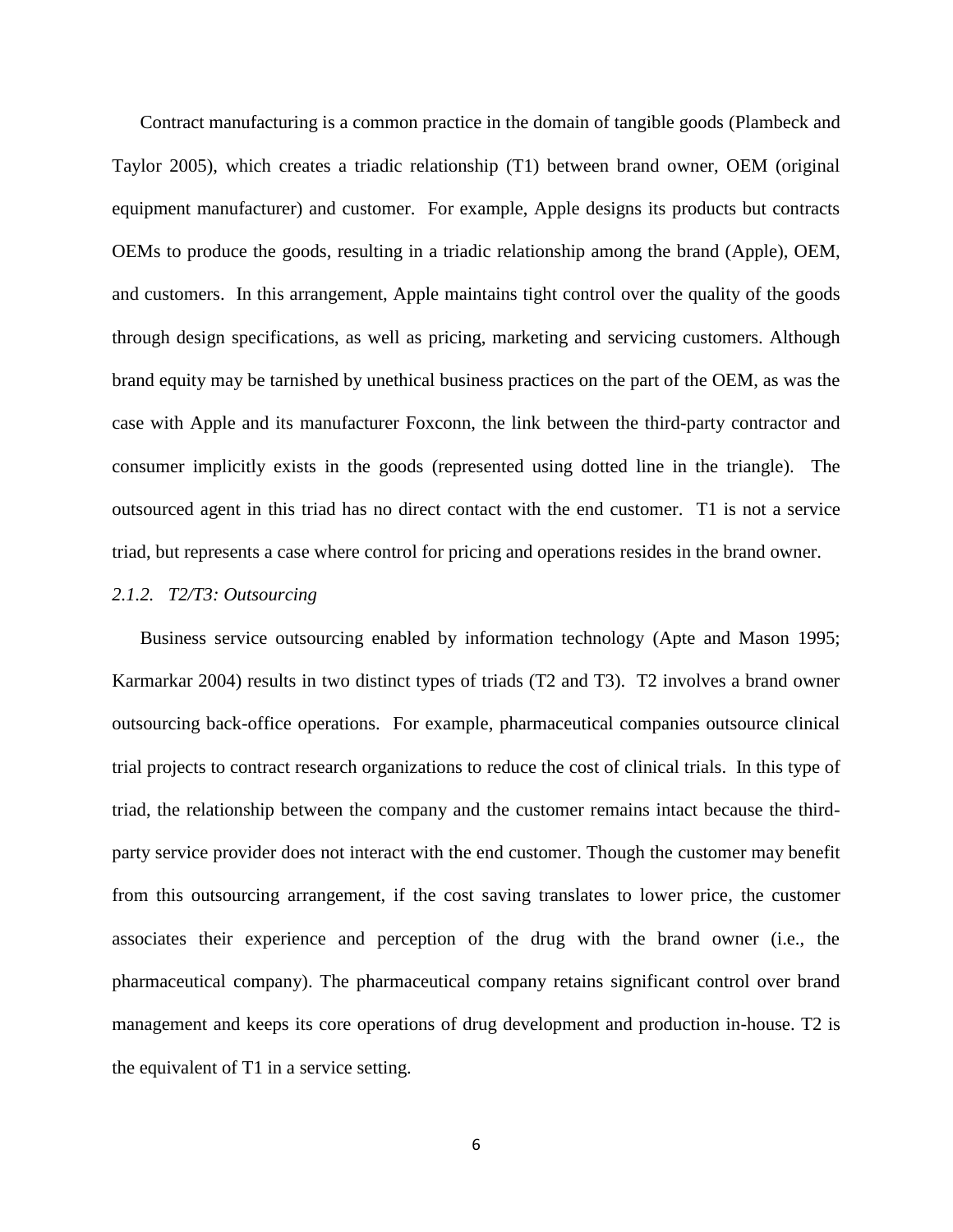Contract manufacturing is a common practice in the domain of tangible goods (Plambeck and Taylor 2005), which creates a triadic relationship (T1) between brand owner, OEM (original equipment manufacturer) and customer. For example, Apple designs its products but contracts OEMs to produce the goods, resulting in a triadic relationship among the brand (Apple), OEM, and customers. In this arrangement, Apple maintains tight control over the quality of the goods through design specifications, as well as pricing, marketing and servicing customers. Although brand equity may be tarnished by unethical business practices on the part of the OEM, as was the case with Apple and its manufacturer Foxconn, the link between the third-party contractor and consumer implicitly exists in the goods (represented using dotted line in the triangle). The outsourced agent in this triad has no direct contact with the end customer. T1 is not a service triad, but represents a case where control for pricing and operations resides in the brand owner.

### *2.1.2. T2/T3: Outsourcing*

Business service outsourcing enabled by information technology (Apte and Mason 1995; Karmarkar 2004) results in two distinct types of triads (T2 and T3). T2 involves a brand owner outsourcing back-office operations. For example, pharmaceutical companies outsource clinical trial projects to contract research organizations to reduce the cost of clinical trials. In this type of triad, the relationship between the company and the customer remains intact because the third-party service provider does not interact with the end customer. Though the customer may benefit from this outsourcing arrangement, if the cost saving translates to lower price, the customer associates their experience and perception of the drug with the brand owner (i.e., the pharmaceutical company). The pharmaceutical company retains significant control over brand management and keeps its core operations of drug development and production in-house. T2 is the equivalent of T1 in a service setting.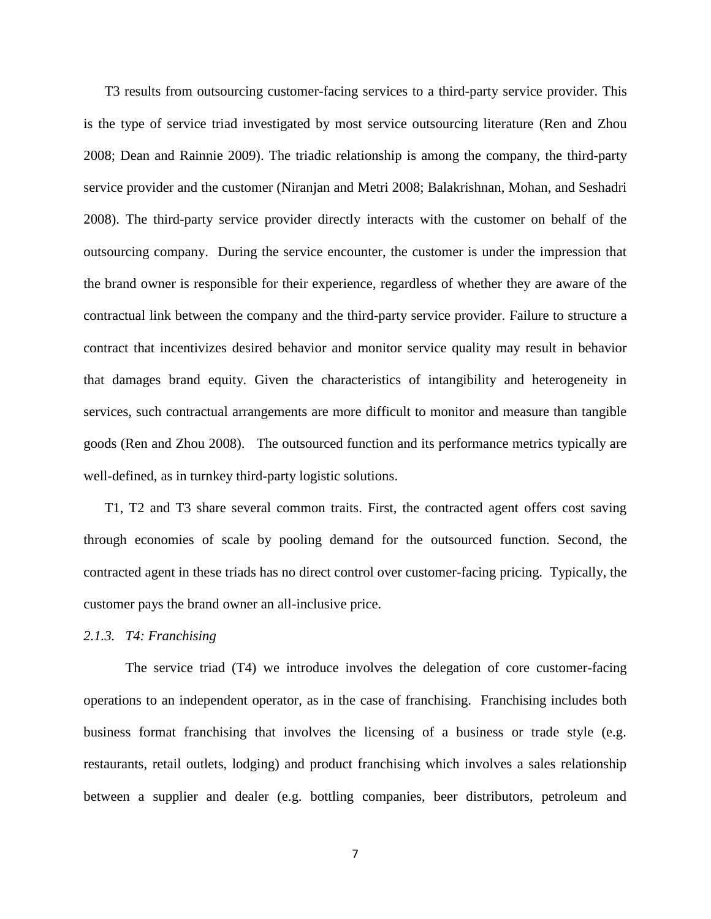T3 results from outsourcing customer-facing services to a third-party service provider. This is the type of service triad investigated by most service outsourcing literature (Ren and Zhou 2008; Dean and Rainnie 2009). The triadic relationship is among the company, the third-party service provider and the customer (Niranjan and Metri 2008; Balakrishnan, Mohan, and Seshadri 2008). The third-party service provider directly interacts with the customer on behalf of the outsourcing company. During the service encounter, the customer is under the impression that the brand owner is responsible for their experience, regardless of whether they are aware of the contractual link between the company and the third-party service provider. Failure to structure a contract that incentivizes desired behavior and monitor service quality may result in behavior that damages brand equity. Given the characteristics of intangibility and heterogeneity in services, such contractual arrangements are more difficult to monitor and measure than tangible goods (Ren and Zhou 2008). The outsourced function and its performance metrics typically are well-defined, as in turnkey third-party logistic solutions.

T1, T2 and T3 share several common traits. First, the contracted agent offers cost saving through economies of scale by pooling demand for the outsourced function. Second, the contracted agent in these triads has no direct control over customer-facing pricing. Typically, the customer pays the brand owner an all-inclusive price.

### *2.1.3. T4: Franchising*

The service triad (T4) we introduce involves the delegation of core customer-facing operations to an independent operator, as in the case of franchising. Franchising includes both business format franchising that involves the licensing of a business or trade style (e.g. restaurants, retail outlets, lodging) and product franchising which involves a sales relationship between a supplier and dealer (e.g. bottling companies, beer distributors, petroleum and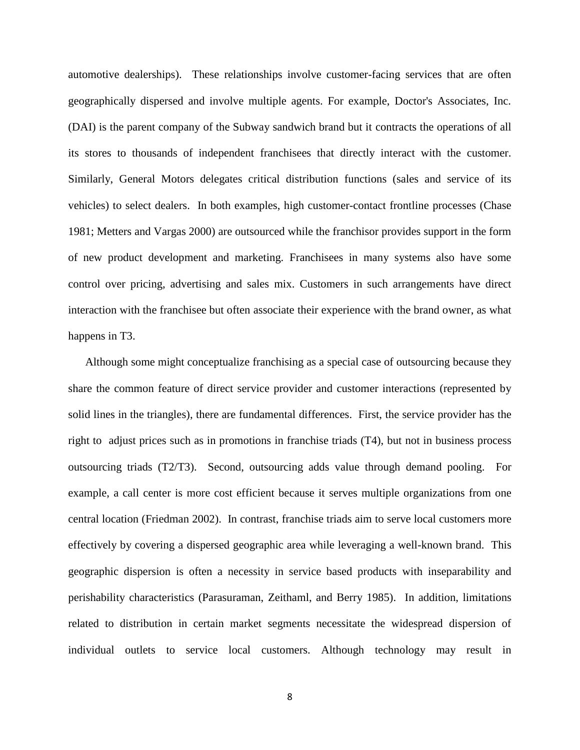automotive dealerships). These relationships involve customer-facing services that are often geographically dispersed and involve multiple agents. For example, Doctor's Associates, Inc. (DAI) is the parent company of the Subway sandwich brand but it contracts the operations of all its stores to thousands of independent franchisees that directly interact with the customer. Similarly, General Motors delegates critical distribution functions (sales and service of its vehicles) to select dealers. In both examples, high customer-contact frontline processes (Chase 1981; Metters and Vargas 2000) are outsourced while the franchisor provides support in the form of new product development and marketing. Franchisees in many systems also have some control over pricing, advertising and sales mix. Customers in such arrangements have direct interaction with the franchisee but often associate their experience with the brand owner, as what happens in T3.

Although some might conceptualize franchising as a special case of outsourcing because they share the common feature of direct service provider and customer interactions (represented by solid lines in the triangles), there are fundamental differences. First, the service provider has the right to adjust prices such as in promotions in franchise triads (T4), but not in business process outsourcing triads (T2/T3). Second, outsourcing adds value through demand pooling. For example, a call center is more cost efficient because it serves multiple organizations from one central location (Friedman 2002). In contrast, franchise triads aim to serve local customers more effectively by covering a dispersed geographic area while leveraging a well-known brand. This geographic dispersion is often a necessity in service based products with inseparability and perishability characteristics (Parasuraman, Zeithaml, and Berry 1985). In addition, limitations related to distribution in certain market segments necessitate the widespread dispersion of individual outlets to service local customers. Although technology may result in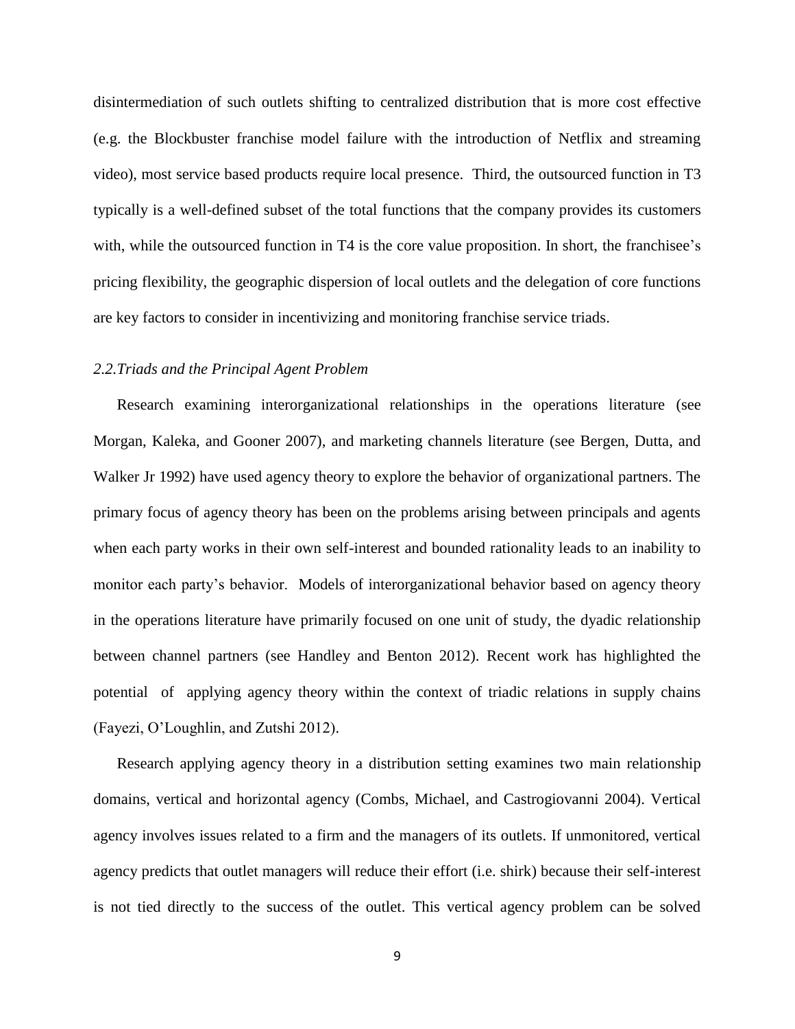disintermediation of such outlets shifting to centralized distribution that is more cost effective (e.g. the Blockbuster franchise model failure with the introduction of Netflix and streaming video), most service based products require local presence. Third, the outsourced function in T3 typically is a well-defined subset of the total functions that the company provides its customers with, while the outsourced function in T4 is the core value proposition. In short, the franchisee's pricing flexibility, the geographic dispersion of local outlets and the delegation of core functions are key factors to consider in incentivizing and monitoring franchise service triads.

### *2.2. Triads and the Principal Agent Problem*

Research examining interorganizational relationships in the operations literature (see Morgan, Kaleka, and Gooner 2007), and marketing channels literature (see Bergen, Dutta, and Walker Jr 1992) have used agency theory to explore the behavior of organizational partners. The primary focus of agency theory has been on the problems arising between principals and agents when each party works in their own self-interest and bounded rationality leads to an inability to monitor each party's behavior. Models of interorganizational behavior based on agency theory in the operations literature have primarily focused on one unit of study, the dyadic relationship between channel partners (see Handley and Benton 2012). Recent work has highlighted the potential of applying agency theory within the context of triadic relations in supply chains (Fayezi, O'Loughlin, and Zutshi 2012).

Research applying agency theory in a distribution setting examines two main relationship domains, vertical and horizontal agency (Combs, Michael, and Castrogiovanni 2004). Vertical agency involves issues related to a firm and the managers of its outlets. If unmonitored, vertical agency predicts that outlet managers will reduce their effort (i.e. shirk) because their self-interest is not tied directly to the success of the outlet. This vertical agency problem can be solved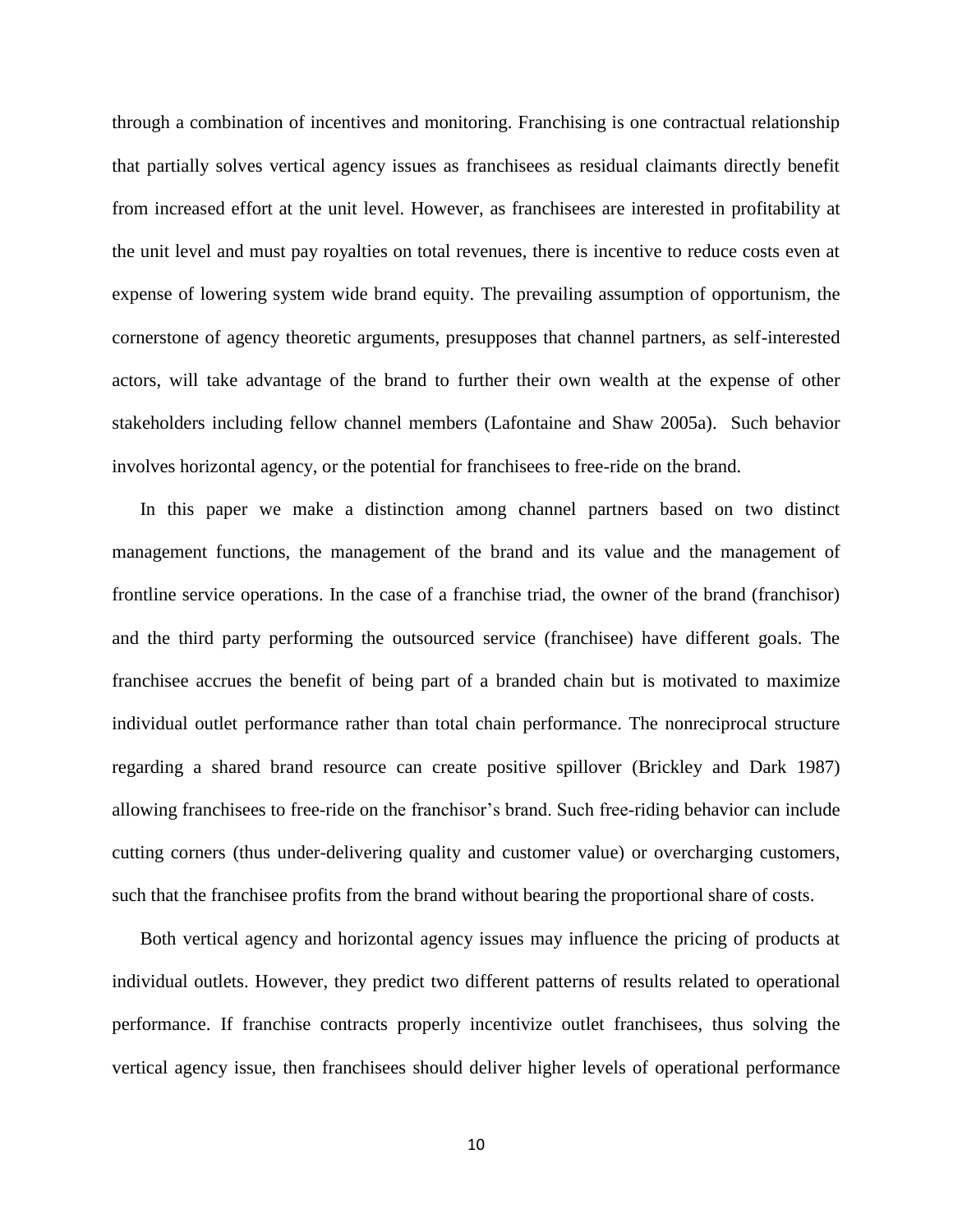through a combination of incentives and monitoring. Franchising is one contractual relationship that partially solves vertical agency issues as franchisees as residual claimants directly benefit from increased effort at the unit level. However, as franchisees are interested in profitability at the unit level and must pay royalties on total revenues, there is incentive to reduce costs even at expense of lowering system wide brand equity. The prevailing assumption of opportunism, the cornerstone of agency theoretic arguments, presupposes that channel partners, as self-interested actors, will take advantage of the brand to further their own wealth at the expense of other stakeholders including fellow channel members (Lafontaine and Shaw 2005a). Such behavior involves horizontal agency, or the potential for franchisees to free-ride on the brand.

In this paper we make a distinction among channel partners based on two distinct management functions, the management of the brand and its value and the management of frontline service operations. In the case of a franchise triad, the owner of the brand (franchisor) and the third party performing the outsourced service (franchisee) have different goals. The franchisee accrues the benefit of being part of a branded chain but is motivated to maximize individual outlet performance rather than total chain performance. The nonreciprocal structure regarding a shared brand resource can create positive spillover (Brickley and Dark 1987) allowing franchisees to free-ride on the franchisor's brand. Such free-riding behavior can include cutting corners (thus under-delivering quality and customer value) or overcharging customers, such that the franchisee profits from the brand without bearing the proportional share of costs.

Both vertical agency and horizontal agency issues may influence the pricing of products at individual outlets. However, they predict two different patterns of results related to operational performance. If franchise contracts properly incentivize outlet franchisees, thus solving the vertical agency issue, then franchisees should deliver higher levels of operational performance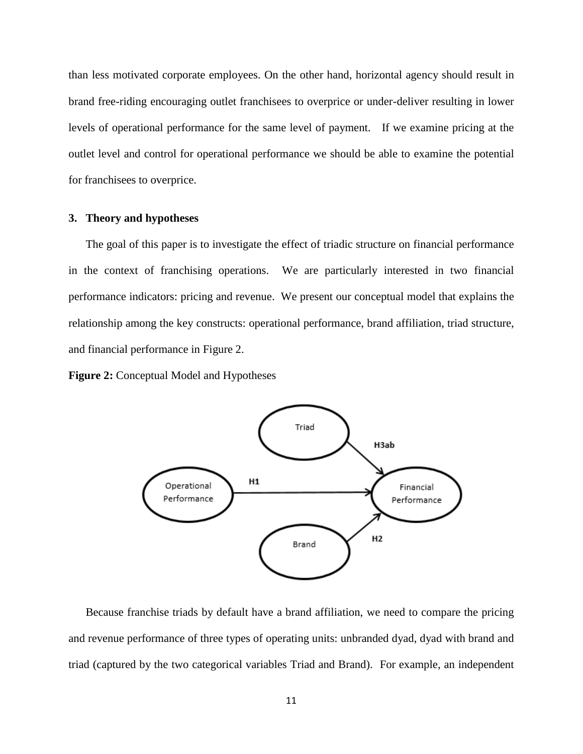than less motivated corporate employees. On the other hand, horizontal agency should result in brand free-riding encouraging outlet franchisees to overprice or under-deliver resulting in lower levels of operational performance for the same level of payment. If we examine pricing at the outlet level and control for operational performance we should be able to examine the potential for franchisees to overprice.

## 3. Theory and hypotheses

The goal of this paper is to investigate the effect of triadic structure on financial performance in the context of franchising operations. We are particularly interested in two financial performance indicators: pricing and revenue. We present our conceptual model that explains the relationship among the key constructs: operational performance, brand affiliation, triad structure, and financial performance in Figure 2.

**Figure 2:** Conceptual Model and Hypotheses

Because franchise triads by default have a brand affiliation, we need to compare the pricing and revenue performance of three types of operating units: unbranded dyad, dyad with brand and triad (captured by the two categorical variables Triad and Brand). For example, an independent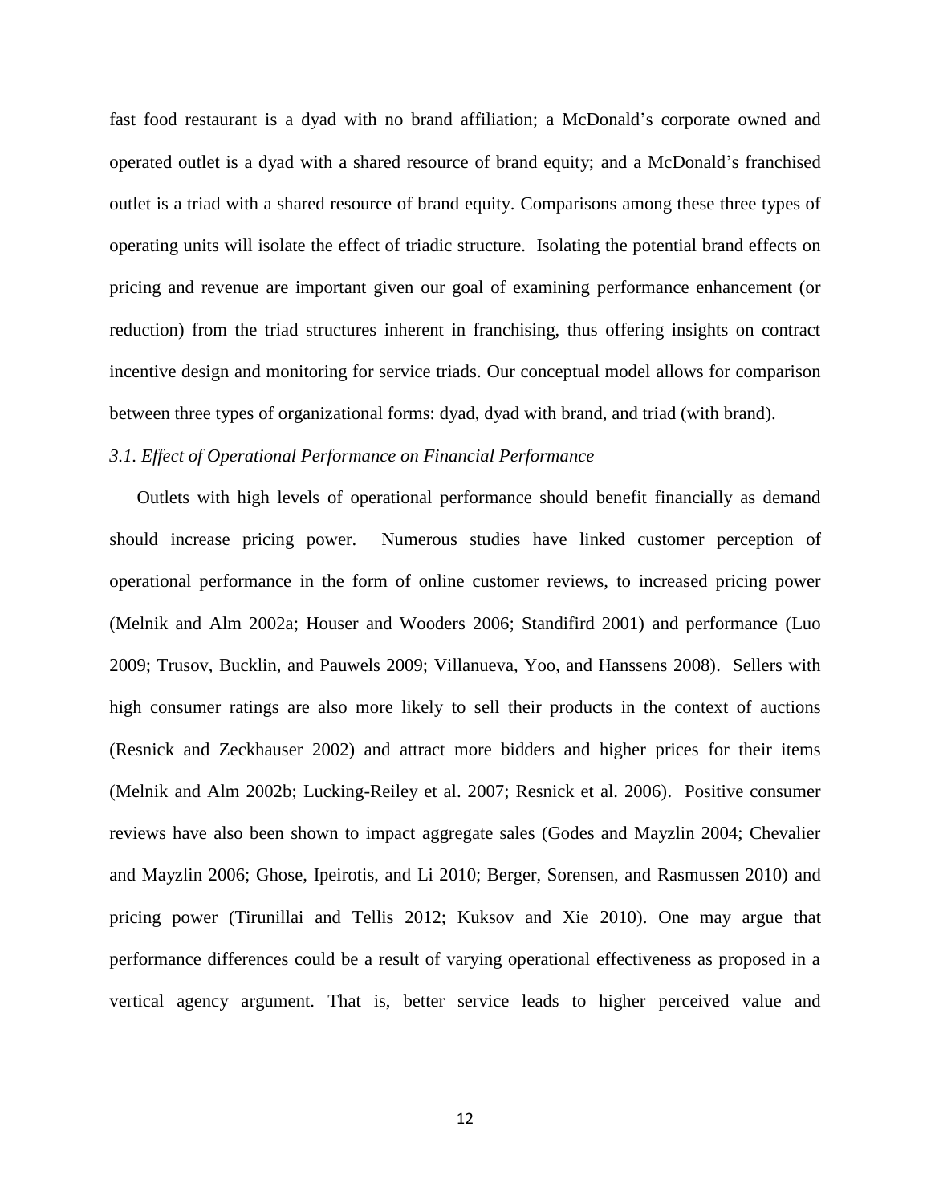fast food restaurant is a dyad with no brand affiliation; a McDonald's corporate owned and operated outlet is a dyad with a shared resource of brand equity; and a McDonald's franchised outlet is a triad with a shared resource of brand equity. Comparisons among these three types of operating units will isolate the effect of triadic structure. Isolating the potential brand effects on pricing and revenue are important given our goal of examining performance enhancement (or reduction) from the triad structures inherent in franchising, thus offering insights on contract incentive design and monitoring for service triads. Our conceptual model allows for comparison between three types of organizational forms: dyad, dyad with brand, and triad (with brand).

### *3.1. Effect of Operational Performance on Financial Performance*

Outlets with high levels of operational performance should benefit financially as demand should increase pricing power. Numerous studies have linked customer perception of operational performance in the form of online customer reviews, to increased pricing power (Melnik and Alm 2002a; Houser and Wooders 2006; Standifird 2001) and performance (Luo 2009; Trusov, Bucklin, and Pauwels 2009; Villanueva, Yoo, and Hanssens 2008). Sellers with high consumer ratings are also more likely to sell their products in the context of auctions (Resnick and Zeckhauser 2002) and attract more bidders and higher prices for their items (Melnik and Alm 2002b; Lucking-Reiley et al. 2007; Resnick et al. 2006). Positive consumer reviews have also been shown to impact aggregate sales (Godes and Mayzlin 2004; Chevalier and Mayzlin 2006; Ghose, Ipeirotis, and Li 2010; Berger, Sorensen, and Rasmussen 2010) and pricing power (Tirunillai and Tellis 2012; Kuksov and Xie 2010). One may argue that performance differences could be a result of varying operational effectiveness as proposed in a vertical agency argument. That is, better service leads to higher perceived value and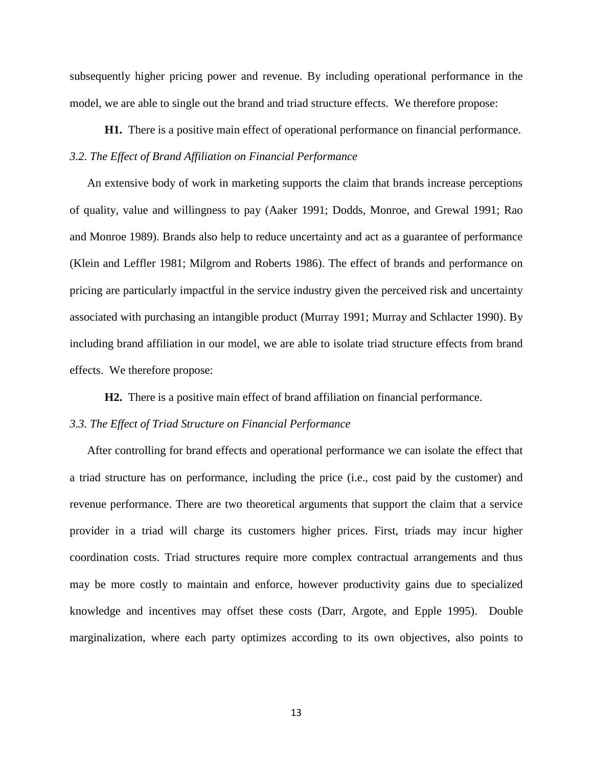subsequently higher pricing power and revenue. By including operational performance in the model, we are able to single out the brand and triad structure effects. We therefore propose:

**H1.** There is a positive main effect of operational performance on financial performance.

*3.2. The Effect of Brand Affiliation on Financial Performance*

An extensive body of work in marketing supports the claim that brands increase perceptions of quality, value and willingness to pay (Aaker 1991; Dodds, Monroe, and Grewal 1991; Rao and Monroe 1989). Brands also help to reduce uncertainty and act as a guarantee of performance (Klein and Leffler 1981; Milgrom and Roberts 1986). The effect of brands and performance on pricing are particularly impactful in the service industry given the perceived risk and uncertainty associated with purchasing an intangible product (Murray 1991; Murray and Schlacter 1990). By including brand affiliation in our model, we are able to isolate triad structure effects from brand effects. We therefore propose:

**H2.** There is a positive main effect of brand affiliation on financial performance.

*3.3. The Effect of Triad Structure on Financial Performance*

After controlling for brand effects and operational performance we can isolate the effect that a triad structure has on performance, including the price (i.e., cost paid by the customer) and revenue performance. There are two theoretical arguments that support the claim that a service provider in a triad will charge its customers higher prices. First, triads may incur higher coordination costs. Triad structures require more complex contractual arrangements and thus may be more costly to maintain and enforce, however productivity gains due to specialized knowledge and incentives may offset these costs (Darr, Argote, and Epple 1995). Double marginalization, where each party optimizes according to its own objectives, also points to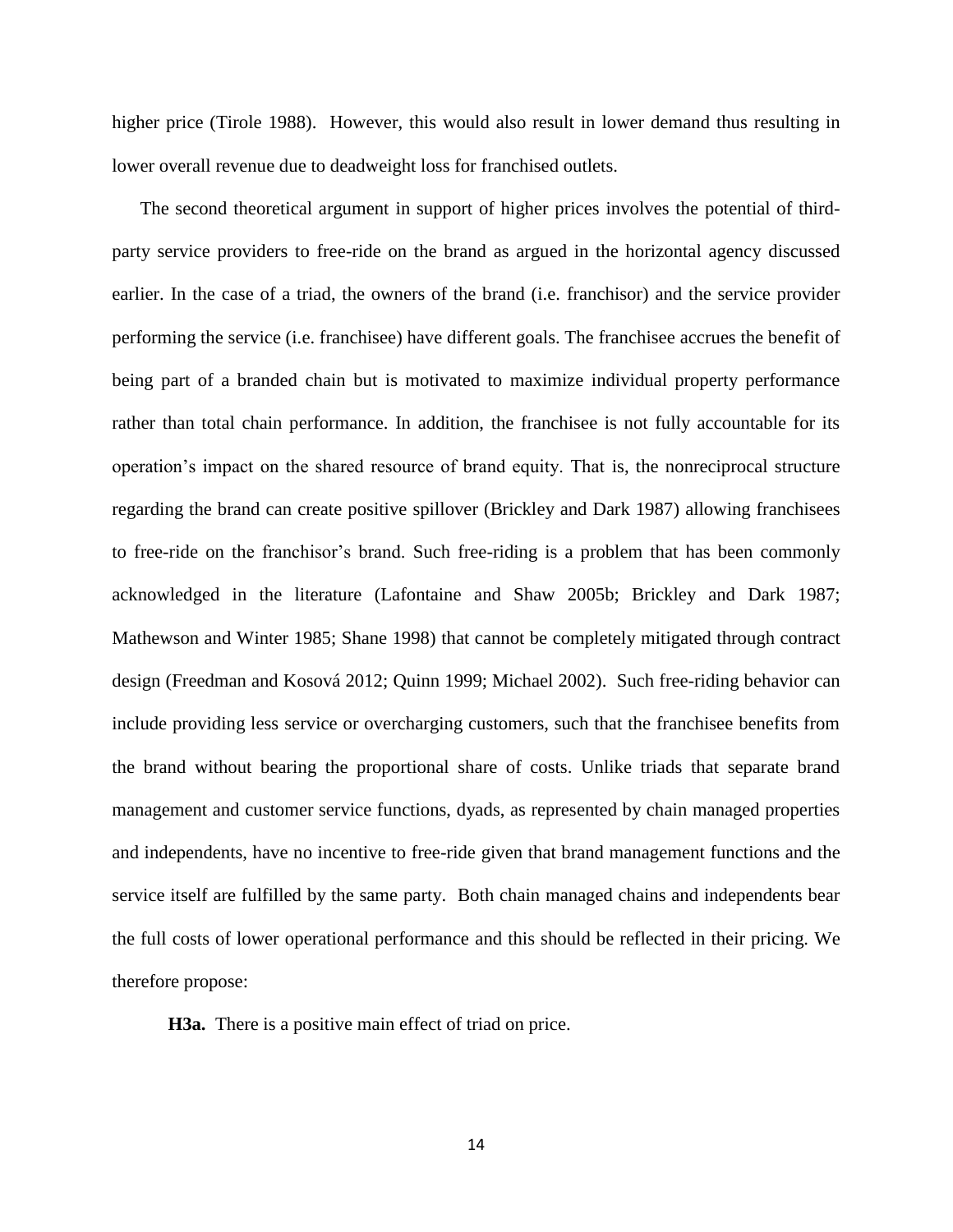higher price (Tirole 1988). However, this would also result in lower demand thus resulting in lower overall revenue due to deadweight loss for franchised outlets.

The second theoretical argument in support of higher prices involves the potential of third-party service providers to free-ride on the brand as argued in the horizontal agency discussed earlier. In the case of a triad, the owners of the brand (i.e. franchisor) and the service provider performing the service (i.e. franchisee) have different goals. The franchisee accrues the benefit of being part of a branded chain but is motivated to maximize individual property performance rather than total chain performance. In addition, the franchisee is not fully accountable for its operation's impact on the shared resource of brand equity. That is, the nonreciprocal structure regarding the brand can create positive spillover (Brickley and Dark 1987) allowing franchisees to free-ride on the franchisor's brand. Such free-riding is a problem that has been commonly acknowledged in the literature (Lafontaine and Shaw 2005b; Brickley and Dark 1987; Mathewson and Winter 1985; Shane 1998) that cannot be completely mitigated through contract design (Freedman and Kosová 2012; Quinn 1999; Michael 2002). Such free-riding behavior can include providing less service or overcharging customers, such that the franchisee benefits from the brand without bearing the proportional share of costs. Unlike triads that separate brand management and customer service functions, dyads, as represented by chain managed properties and independents, have no incentive to free-ride given that brand management functions and the service itself are fulfilled by the same party. Both chain managed chains and independents bear the full costs of lower operational performance and this should be reflected in their pricing. We therefore propose:

**H3a.** There is a positive main effect of triad on price.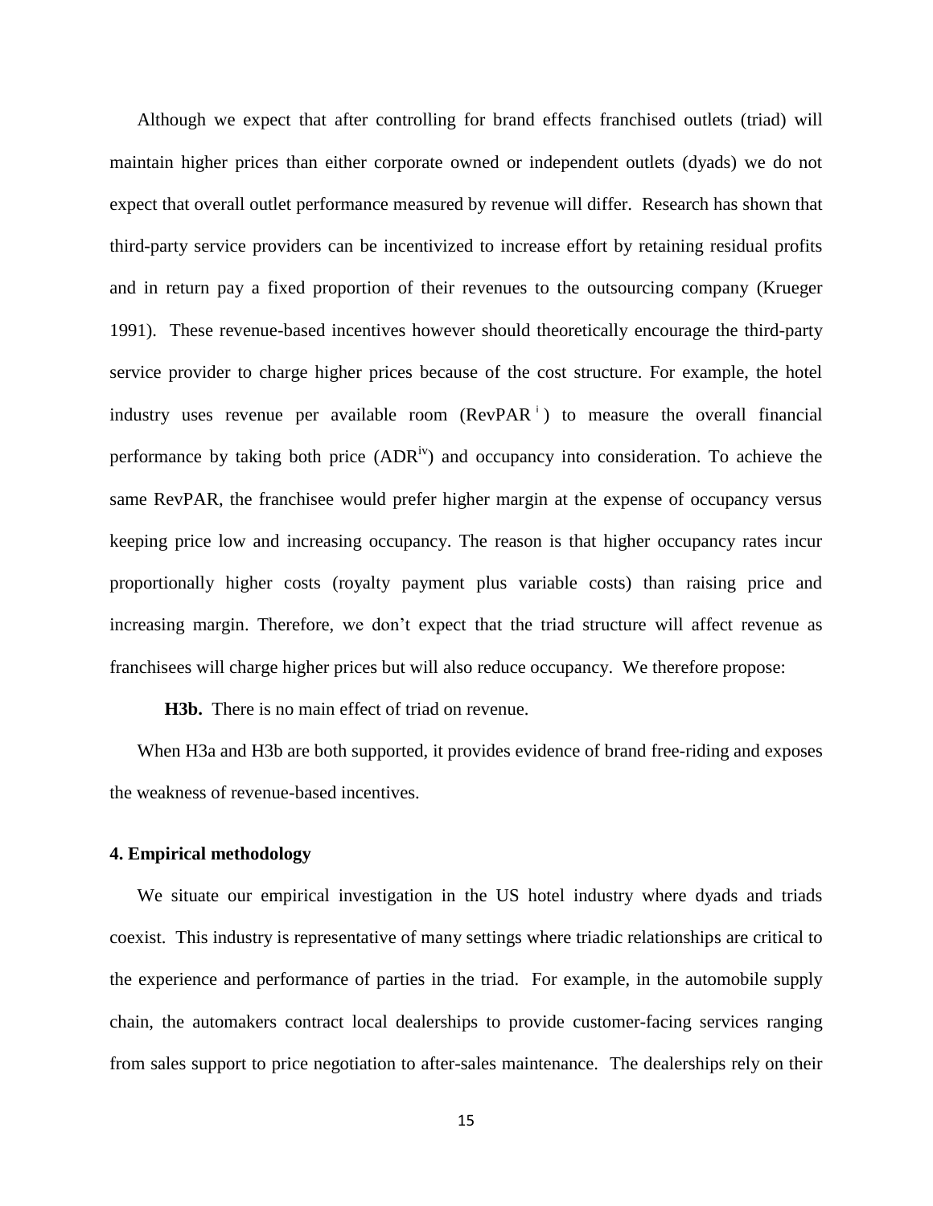Although we expect that after controlling for brand effects franchised outlets (triad) will maintain higher prices than either corporate owned or independent outlets (dyads) we do not expect that overall outlet performance measured by revenue will differ. Research has shown that third-party service providers can be incentivized to increase effort by retaining residual profits and in return pay a fixed proportion of their revenues to the outsourcing company (Krueger 1991). These revenue-based incentives however should theoretically encourage the third-party service provider to charge higher prices because of the cost structure. For example, the hotel industry uses revenue per available room (RevPAR[i]) to measure the overall financial performance by taking both price (ADR[iv]) and occupancy into consideration. To achieve the same RevPAR, the franchisee would prefer higher margin at the expense of occupancy versus keeping price low and increasing occupancy. The reason is that higher occupancy rates incur proportionally higher costs (royalty payment plus variable costs) than raising price and increasing margin. Therefore, we don't expect that the triad structure will affect revenue as franchisees will charge higher prices but will also reduce occupancy. We therefore propose:

**H3b.** There is no main effect of triad on revenue.

When H3a and H3b are both supported, it provides evidence of brand free-riding and exposes the weakness of revenue-based incentives.

## 4. Empirical methodology

We situate our empirical investigation in the US hotel industry where dyads and triads coexist. This industry is representative of many settings where triadic relationships are critical to the experience and performance of parties in the triad. For example, in the automobile supply chain, the automakers contract local dealerships to provide customer-facing services ranging from sales support to price negotiation to after-sales maintenance. The dealerships rely on their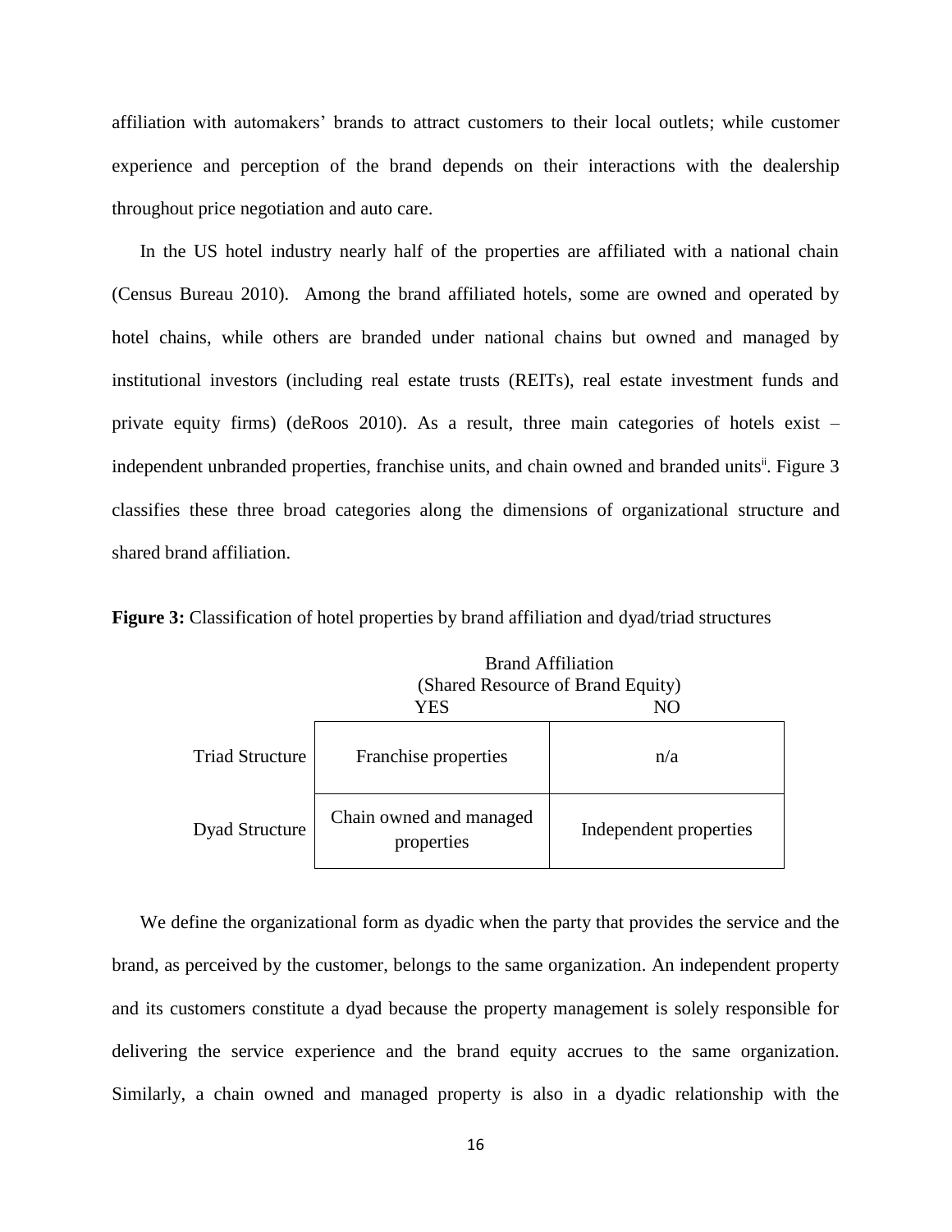affiliation with automakers' brands to attract customers to their local outlets; while customer experience and perception of the brand depends on their interactions with the dealership throughout price negotiation and auto care.

In the US hotel industry nearly half of the properties are affiliated with a national chain (Census Bureau 2010). Among the brand affiliated hotels, some are owned and operated by hotel chains, while others are branded under national chains but owned and managed by institutional investors (including real estate trusts (REITs), real estate investment funds and private equity firms) (deRoos 2010). As a result, three main categories of hotels exist – independent unbranded properties, franchise units, and chain owned and branded units[ii]. Figure 3 classifies these three broad categories along the dimensions of organizational structure and shared brand affiliation.

**Figure 3:** Classification of hotel properties by brand affiliation and dyad/triad structures

| | Brand Affiliation (Shared Resource of Brand Equity) YES | NO |
|---|---|---|
| Triad Structure | Franchise properties | n/a |
| Dyad Structure | Chain owned and managed properties | Independent properties |

We define the organizational form as dyadic when the party that provides the service and the brand, as perceived by the customer, belongs to the same organization. An independent property and its customers constitute a dyad because the property management is solely responsible for delivering the service experience and the brand equity accrues to the same organization. Similarly, a chain owned and managed property is also in a dyadic relationship with the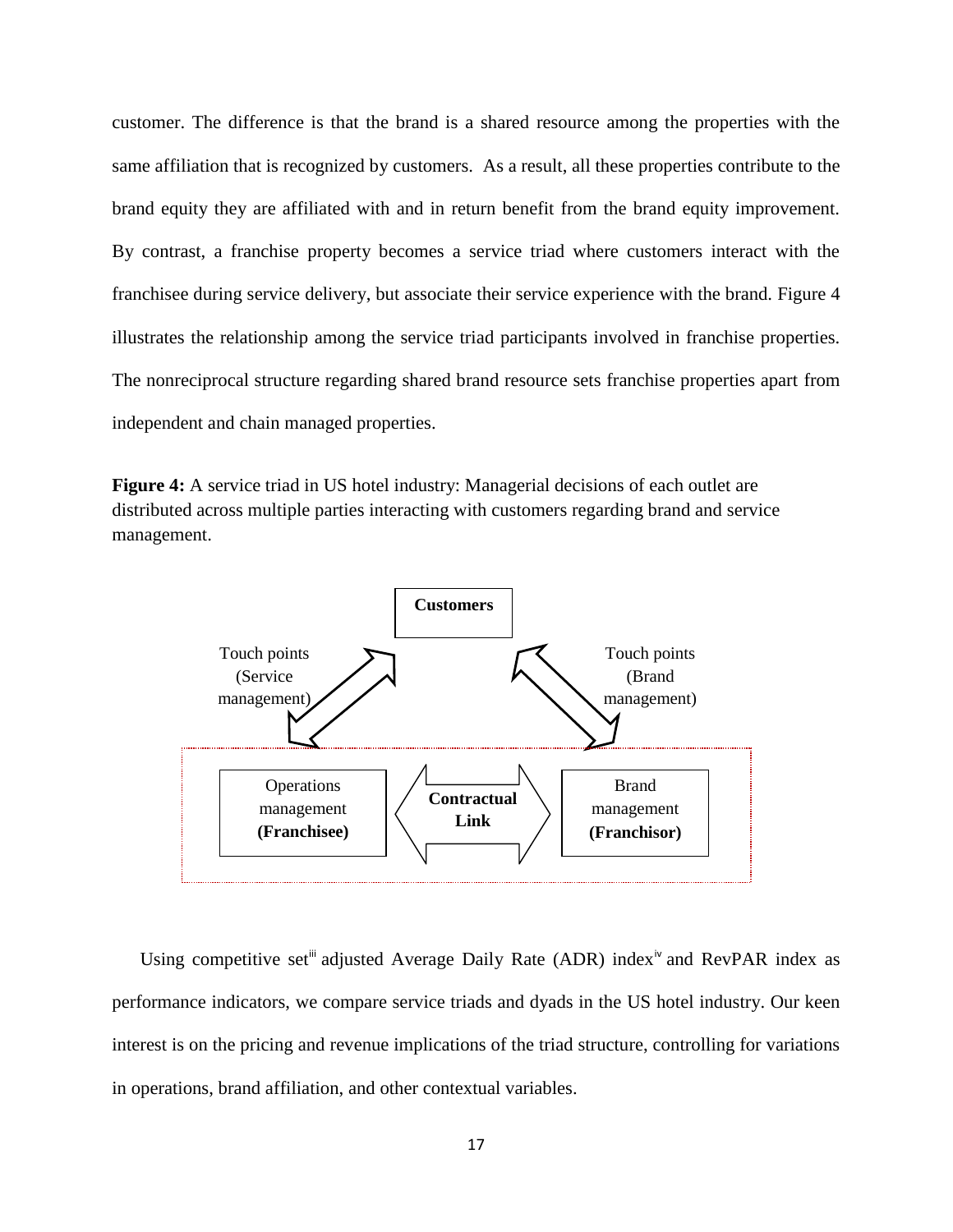customer. The difference is that the brand is a shared resource among the properties with the same affiliation that is recognized by customers. As a result, all these properties contribute to the brand equity they are affiliated with and in return benefit from the brand equity improvement. By contrast, a franchise property becomes a service triad where customers interact with the franchisee during service delivery, but associate their service experience with the brand. Figure 4 illustrates the relationship among the service triad participants involved in franchise properties. The nonreciprocal structure regarding shared brand resource sets franchise properties apart from independent and chain managed properties.

**Figure 4:** A service triad in US hotel industry: Managerial decisions of each outlet are distributed across multiple parties interacting with customers regarding brand and service management.

Customers

Touch points (Service management)

Touch points (Brand management)

Operations management **(Franchisee)**

Contractual Link

Brand management **(Franchisor)**

Using competitive set[iii] adjusted Average Daily Rate (ADR) index[iv] and RevPAR index as performance indicators, we compare service triads and dyads in the US hotel industry. Our keen interest is on the pricing and revenue implications of the triad structure, controlling for variations in operations, brand affiliation, and other contextual variables.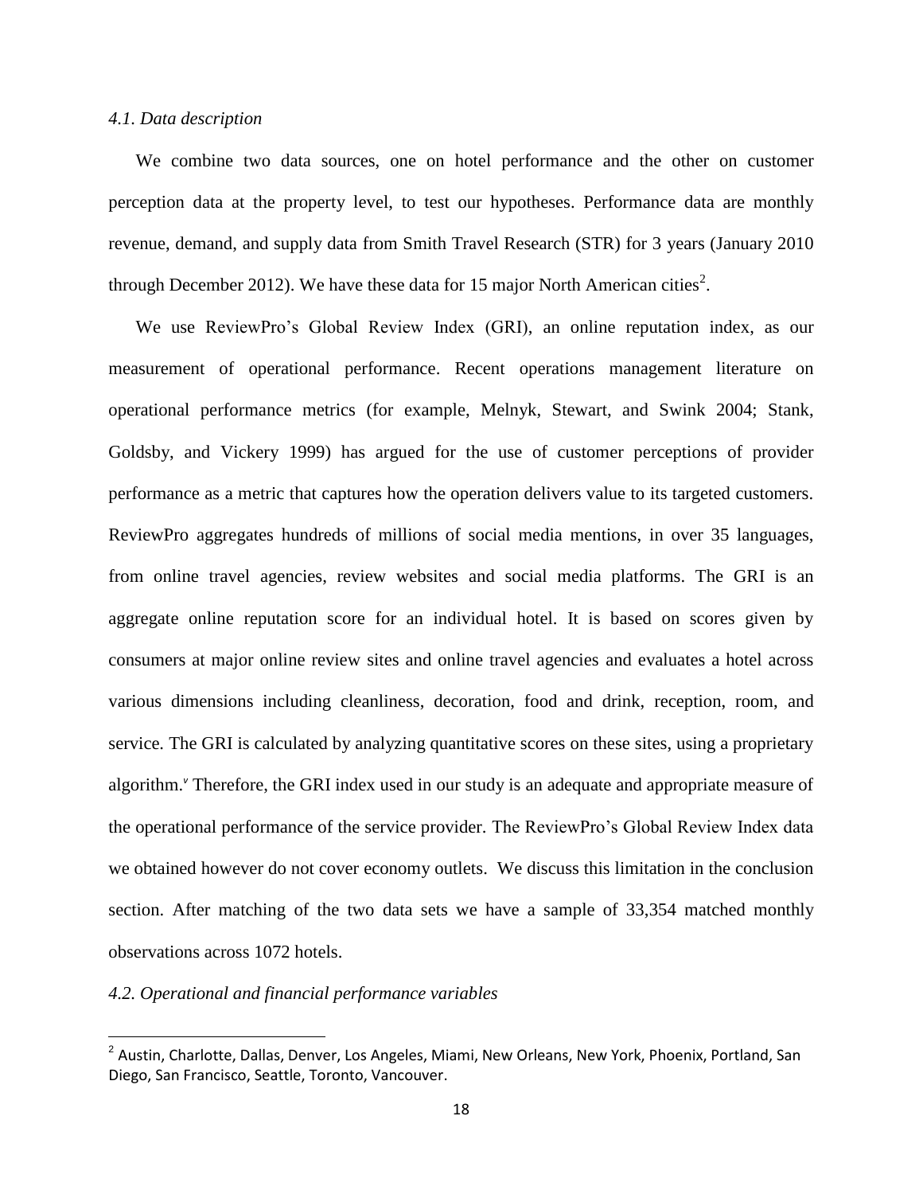### *4.1. Data description*

We combine two data sources, one on hotel performance and the other on customer perception data at the property level, to test our hypotheses. Performance data are monthly revenue, demand, and supply data from Smith Travel Research (STR) for 3 years (January 2010 through December 2012). We have these data for 15 major North American cities[2].

We use ReviewPro's Global Review Index (GRI), an online reputation index, as our measurement of operational performance. Recent operations management literature on operational performance metrics (for example, Melnyk, Stewart, and Swink 2004; Stank, Goldsby, and Vickery 1999) has argued for the use of customer perceptions of provider performance as a metric that captures how the operation delivers value to its targeted customers. ReviewPro aggregates hundreds of millions of social media mentions, in over 35 languages, from online travel agencies, review websites and social media platforms. The GRI is an aggregate online reputation score for an individual hotel. It is based on scores given by consumers at major online review sites and online travel agencies and evaluates a hotel across various dimensions including cleanliness, decoration, food and drink, reception, room, and service. The GRI is calculated by analyzing quantitative scores on these sites, using a proprietary algorithm.[v] Therefore, the GRI index used in our study is an adequate and appropriate measure of the operational performance of the service provider. The ReviewPro's Global Review Index data we obtained however do not cover economy outlets. We discuss this limitation in the conclusion section. After matching of the two data sets we have a sample of 33,354 matched monthly observations across 1072 hotels.

### *4.2. Operational and financial performance variables*

[2] Austin, Charlotte, Dallas, Denver, Los Angeles, Miami, New Orleans, New York, Phoenix, Portland, San Diego, San Francisco, Seattle, Toronto, Vancouver.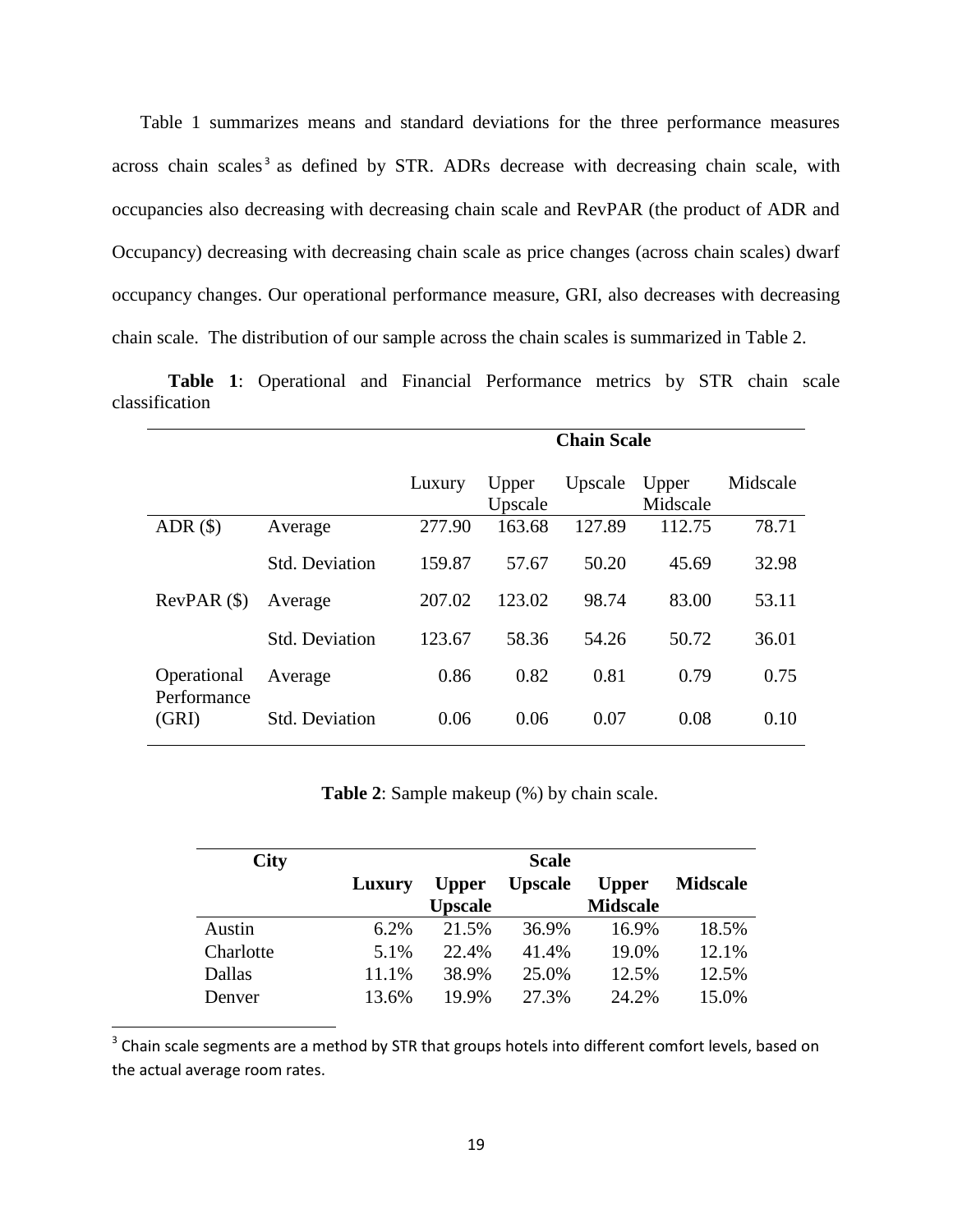Table 1 summarizes means and standard deviations for the three performance measures across chain scales[3] as defined by STR. ADRs decrease with decreasing chain scale, with occupancies also decreasing with decreasing chain scale and RevPAR (the product of ADR and Occupancy) decreasing with decreasing chain scale as price changes (across chain scales) dwarf occupancy changes. Our operational performance measure, GRI, also decreases with decreasing chain scale. The distribution of our sample across the chain scales is summarized in Table 2.

**Table 1**: Operational and Financial Performance metrics by STR chain scale classification

| | | Chain Scale | | | | |
|---|---|---|---|---|---|---|
| | | Luxury | Upper Upscale | Upscale | Upper Midscale | Midscale |
| ADR ($) | Average | 277.90 | 163.68 | 127.89 | 112.75 | 78.71 |
| | Std. Deviation | 159.87 | 57.67 | 50.20 | 45.69 | 32.98 |
| RevPAR ($) | Average | 207.02 | 123.02 | 98.74 | 83.00 | 53.11 |
| | Std. Deviation | 123.67 | 58.36 | 54.26 | 50.72 | 36.01 |
| Operational Performance (GRI) | Average | 0.86 | 0.82 | 0.81 | 0.79 | 0.75 |
| | Std. Deviation | 0.06 | 0.06 | 0.07 | 0.08 | 0.10 |

**Table 2**: Sample makeup (%) by chain scale.

| City | Scale | | | | |
|---|---|---|---|---|---|
| | **Luxury** | **Upper Upscale** | **Upscale** | **Upper Midscale** | **Midscale** |
| Austin | 6.2% | 21.5% | 36.9% | 16.9% | 18.5% |
| Charlotte | 5.1% | 22.4% | 41.4% | 19.0% | 12.1% |
| Dallas | 11.1% | 38.9% | 25.0% | 12.5% | 12.5% |
| Denver | 13.6% | 19.9% | 27.3% | 24.2% | 15.0% |

[3] Chain scale segments are a method by STR that groups hotels into different comfort levels, based on the actual average room rates.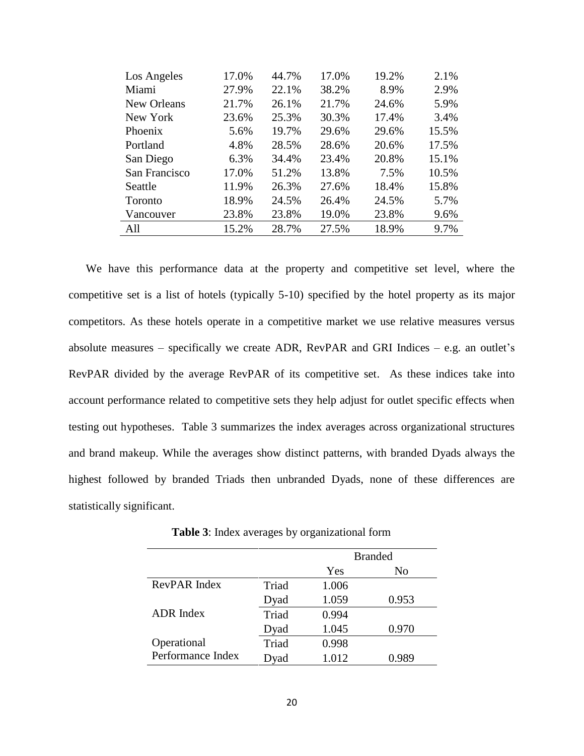| | | | | | |
|---|---|---|---|---|---|
| Los Angeles | 17.0% | 44.7% | 17.0% | 19.2% | 2.1% |
| Miami | 27.9% | 22.1% | 38.2% | 8.9% | 2.9% |
| New Orleans | 21.7% | 26.1% | 21.7% | 24.6% | 5.9% |
| New York | 23.6% | 25.3% | 30.3% | 17.4% | 3.4% |
| Phoenix | 5.6% | 19.7% | 29.6% | 29.6% | 15.5% |
| Portland | 4.8% | 28.5% | 28.6% | 20.6% | 17.5% |
| San Diego | 6.3% | 34.4% | 23.4% | 20.8% | 15.1% |
| San Francisco | 17.0% | 51.2% | 13.8% | 7.5% | 10.5% |
| Seattle | 11.9% | 26.3% | 27.6% | 18.4% | 15.8% |
| Toronto | 18.9% | 24.5% | 26.4% | 24.5% | 5.7% |
| Vancouver | 23.8% | 23.8% | 19.0% | 23.8% | 9.6% |
| All | 15.2% | 28.7% | 27.5% | 18.9% | 9.7% |

We have this performance data at the property and competitive set level, where the competitive set is a list of hotels (typically 5-10) specified by the hotel property as its major competitors. As these hotels operate in a competitive market we use relative measures versus absolute measures – specifically we create ADR, RevPAR and GRI Indices – e.g. an outlet's RevPAR divided by the average RevPAR of its competitive set. As these indices take into account performance related to competitive sets they help adjust for outlet specific effects when testing out hypotheses. Table 3 summarizes the index averages across organizational structures and brand makeup. While the averages show distinct patterns, with branded Dyads always the highest followed by branded Triads then unbranded Dyads, none of these differences are statistically significant.

**Table 3**: Index averages by organizational form

| | | Branded | |
|---|---|---|---|
| | | Yes | No |
| RevPAR Index | Triad | 1.006 | |
| | Dyad | 1.059 | 0.953 |
| ADR Index | Triad | 0.994 | |
| | Dyad | 1.045 | 0.970 |
| Operational Performance Index | Triad | 0.998 | |
| | Dyad | 1.012 | 0.989 |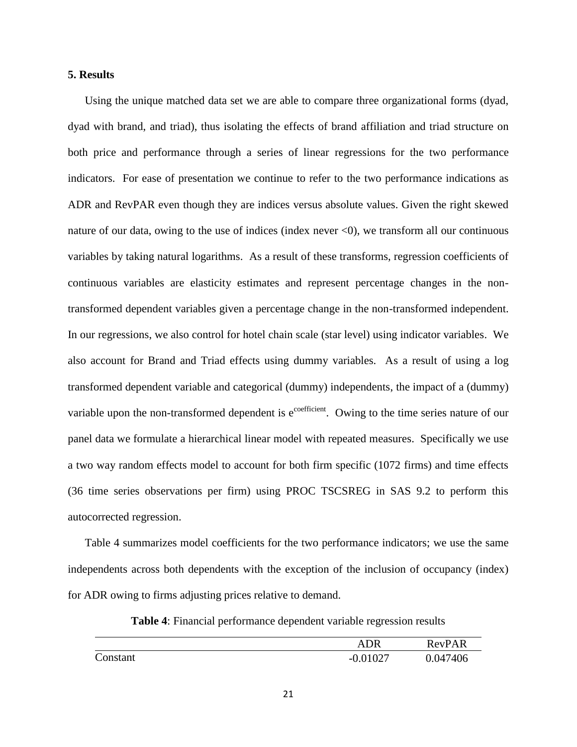## 5. Results

Using the unique matched data set we are able to compare three organizational forms (dyad, dyad with brand, and triad), thus isolating the effects of brand affiliation and triad structure on both price and performance through a series of linear regressions for the two performance indicators. For ease of presentation we continue to refer to the two performance indications as ADR and RevPAR even though they are indices versus absolute values. Given the right skewed nature of our data, owing to the use of indices (index never <0), we transform all our continuous variables by taking natural logarithms. As a result of these transforms, regression coefficients of continuous variables are elasticity estimates and represent percentage changes in the non-transformed dependent variables given a percentage change in the non-transformed independent. In our regressions, we also control for hotel chain scale (star level) using indicator variables. We also account for Brand and Triad effects using dummy variables. As a result of using a log transformed dependent variable and categorical (dummy) independents, the impact of a (dummy) variable upon the non-transformed dependent is $e^{\text{coefficient}}$. Owing to the time series nature of our panel data we formulate a hierarchical linear model with repeated measures. Specifically we use a two way random effects model to account for both firm specific (1072 firms) and time effects (36 time series observations per firm) using PROC TSCSREG in SAS 9.2 to perform this autocorrected regression.

Table 4 summarizes model coefficients for the two performance indicators; we use the same independents across both dependents with the exception of the inclusion of occupancy (index) for ADR owing to firms adjusting prices relative to demand.

**Table 4**: Financial performance dependent variable regression results

| | ADR | RevPAR |
|---|---|---|
| Constant | -0.01027 | 0.047406 |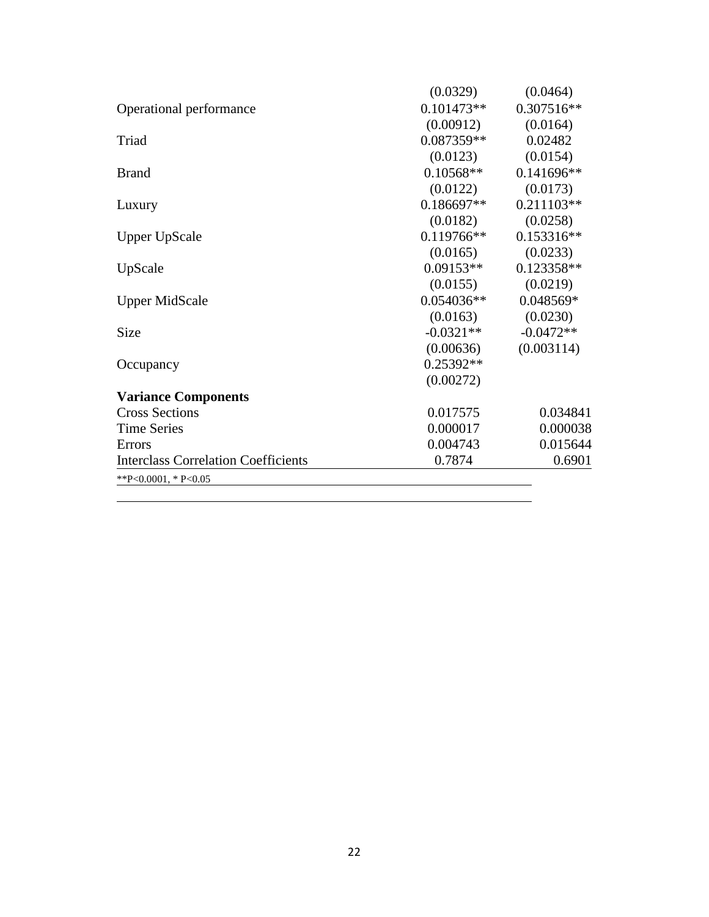| | | |
|---|---|---|
| | (0.0329) | (0.0464) |
| Operational performance | 0.101473** | 0.307516** |
| | (0.00912) | (0.0164) |
| Triad | 0.087359** | 0.02482 |
| | (0.0123) | (0.0154) |
| Brand | 0.10568** | 0.141696** |
| | (0.0122) | (0.0173) |
| Luxury | 0.186697** | 0.211103** |
| | (0.0182) | (0.0258) |
| Upper UpScale | 0.119766** | 0.153316** |
| | (0.0165) | (0.0233) |
| UpScale | 0.09153** | 0.123358** |
| | (0.0155) | (0.0219) |
| Upper MidScale | 0.054036** | 0.048569* |
| | (0.0163) | (0.0230) |
| Size | -0.0321** | -0.0472** |
| | (0.00636) | (0.003114) |
| Occupancy | 0.25392** | |
| | (0.00272) | |
| **Variance Components** | | |
| Cross Sections | 0.017575 | 0.034841 |
| Time Series | 0.000017 | 0.000038 |
| Errors | 0.004743 | 0.015644 |
| Interclass Correlation Coefficients | 0.7874 | 0.6901 |

**P<0.0001, * P<0.05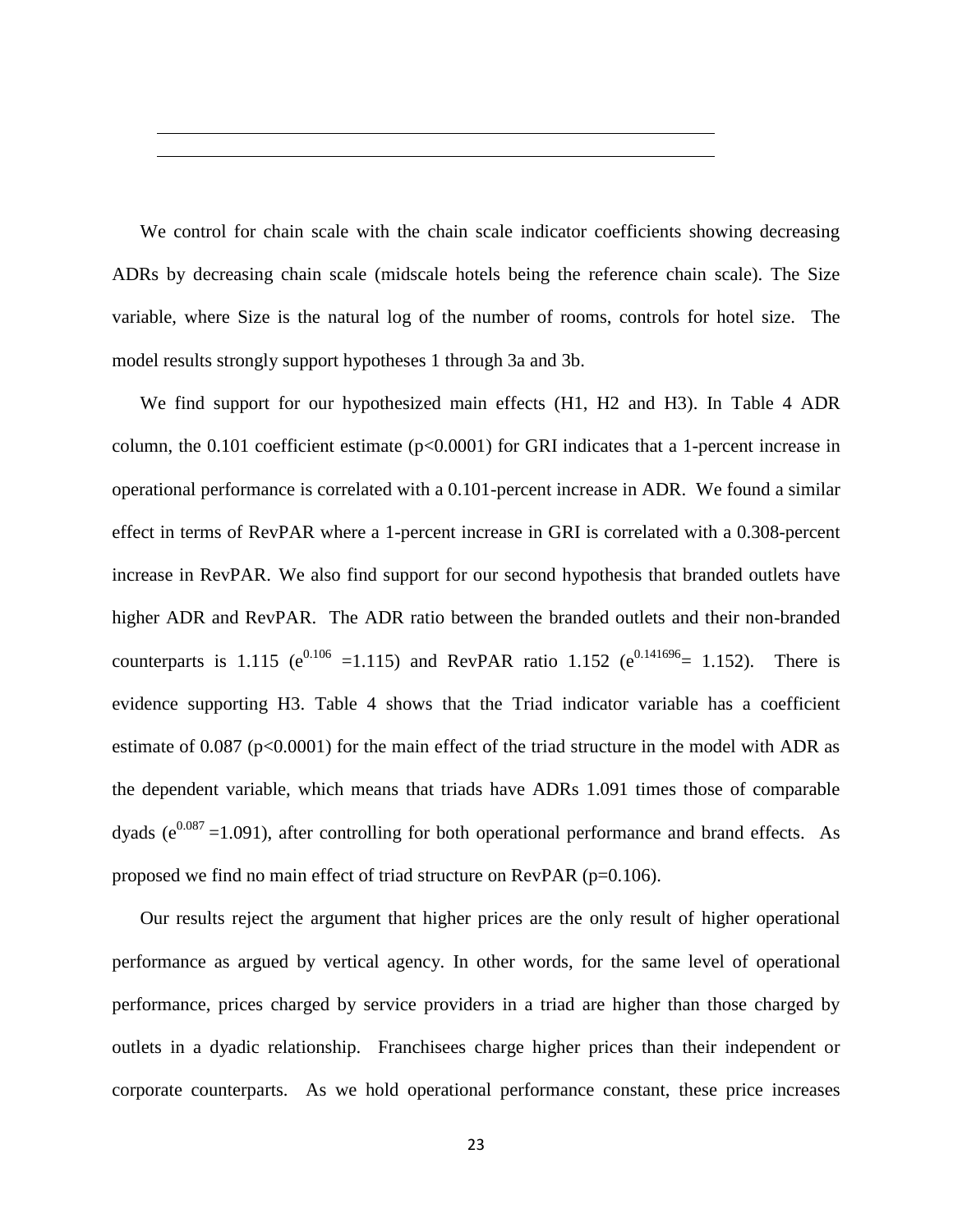We control for chain scale with the chain scale indicator coefficients showing decreasing ADRs by decreasing chain scale (midscale hotels being the reference chain scale). The Size variable, where Size is the natural log of the number of rooms, controls for hotel size. The model results strongly support hypotheses 1 through 3a and 3b.

We find support for our hypothesized main effects (H1, H2 and H3). In Table 4 ADR column, the 0.101 coefficient estimate ($p<0.0001$) for GRI indicates that a 1-percent increase in operational performance is correlated with a 0.101-percent increase in ADR. We found a similar effect in terms of RevPAR where a 1-percent increase in GRI is correlated with a 0.308-percent increase in RevPAR. We also find support for our second hypothesis that branded outlets have higher ADR and RevPAR. The ADR ratio between the branded outlets and their non-branded counterparts is 1.115 ($e^{0.106} = 1.115$) and RevPAR ratio 1.152 ($e^{0.141696} = 1.152$). There is evidence supporting H3. Table 4 shows that the Triad indicator variable has a coefficient estimate of 0.087 ($p<0.0001$) for the main effect of the triad structure in the model with ADR as the dependent variable, which means that triads have ADRs 1.091 times those of comparable dyads ($e^{0.087} = 1.091$), after controlling for both operational performance and brand effects. As proposed we find no main effect of triad structure on RevPAR ($p=0.106$).

Our results reject the argument that higher prices are the only result of higher operational performance as argued by vertical agency. In other words, for the same level of operational performance, prices charged by service providers in a triad are higher than those charged by outlets in a dyadic relationship. Franchisees charge higher prices than their independent or corporate counterparts. As we hold operational performance constant, these price increases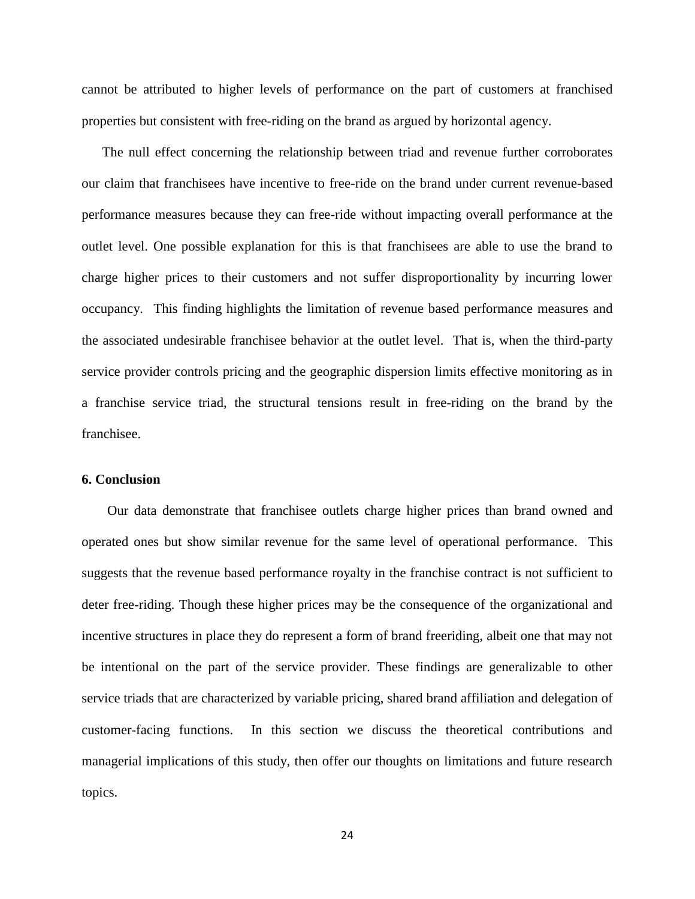cannot be attributed to higher levels of performance on the part of customers at franchised properties but consistent with free-riding on the brand as argued by horizontal agency.

The null effect concerning the relationship between triad and revenue further corroborates our claim that franchisees have incentive to free-ride on the brand under current revenue-based performance measures because they can free-ride without impacting overall performance at the outlet level. One possible explanation for this is that franchisees are able to use the brand to charge higher prices to their customers and not suffer disproportionality by incurring lower occupancy. This finding highlights the limitation of revenue based performance measures and the associated undesirable franchisee behavior at the outlet level. That is, when the third-party service provider controls pricing and the geographic dispersion limits effective monitoring as in a franchise service triad, the structural tensions result in free-riding on the brand by the franchisee.

## 6. Conclusion

Our data demonstrate that franchisee outlets charge higher prices than brand owned and operated ones but show similar revenue for the same level of operational performance. This suggests that the revenue based performance royalty in the franchise contract is not sufficient to deter free-riding. Though these higher prices may be the consequence of the organizational and incentive structures in place they do represent a form of brand freeriding, albeit one that may not be intentional on the part of the service provider. These findings are generalizable to other service triads that are characterized by variable pricing, shared brand affiliation and delegation of customer-facing functions. In this section we discuss the theoretical contributions and managerial implications of this study, then offer our thoughts on limitations and future research topics.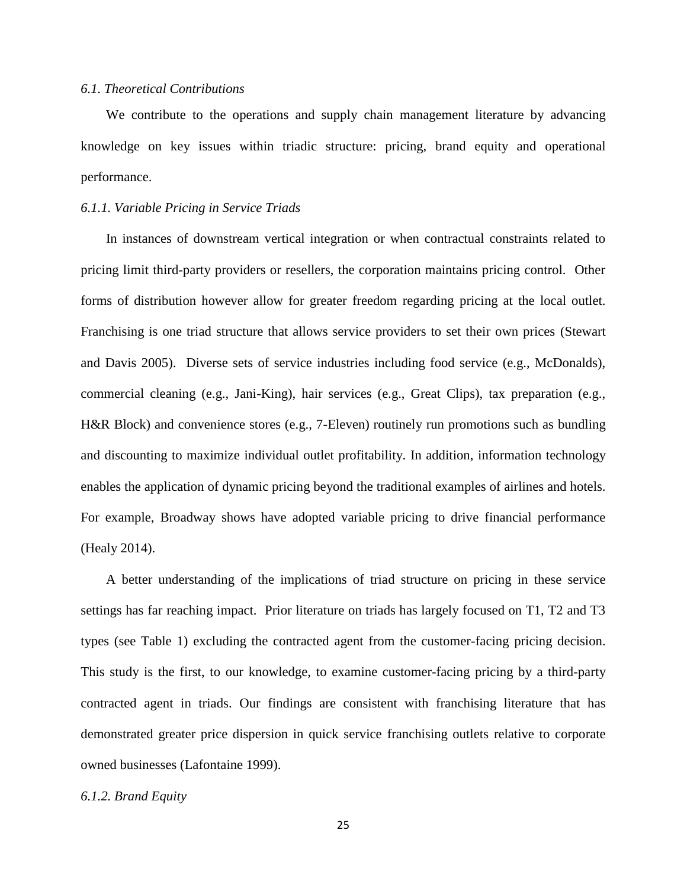### *6.1. Theoretical Contributions*

We contribute to the operations and supply chain management literature by advancing knowledge on key issues within triadic structure: pricing, brand equity and operational performance.

#### *6.1.1. Variable Pricing in Service Triads*

In instances of downstream vertical integration or when contractual constraints related to pricing limit third-party providers or resellers, the corporation maintains pricing control. Other forms of distribution however allow for greater freedom regarding pricing at the local outlet. Franchising is one triad structure that allows service providers to set their own prices (Stewart and Davis 2005). Diverse sets of service industries including food service (e.g., McDonalds), commercial cleaning (e.g., Jani-King), hair services (e.g., Great Clips), tax preparation (e.g., H&R Block) and convenience stores (e.g., 7-Eleven) routinely run promotions such as bundling and discounting to maximize individual outlet profitability. In addition, information technology enables the application of dynamic pricing beyond the traditional examples of airlines and hotels. For example, Broadway shows have adopted variable pricing to drive financial performance (Healy 2014).

A better understanding of the implications of triad structure on pricing in these service settings has far reaching impact. Prior literature on triads has largely focused on T1, T2 and T3 types (see Table 1) excluding the contracted agent from the customer-facing pricing decision. This study is the first, to our knowledge, to examine customer-facing pricing by a third-party contracted agent in triads. Our findings are consistent with franchising literature that has demonstrated greater price dispersion in quick service franchising outlets relative to corporate owned businesses (Lafontaine 1999).

#### *6.1.2. Brand Equity*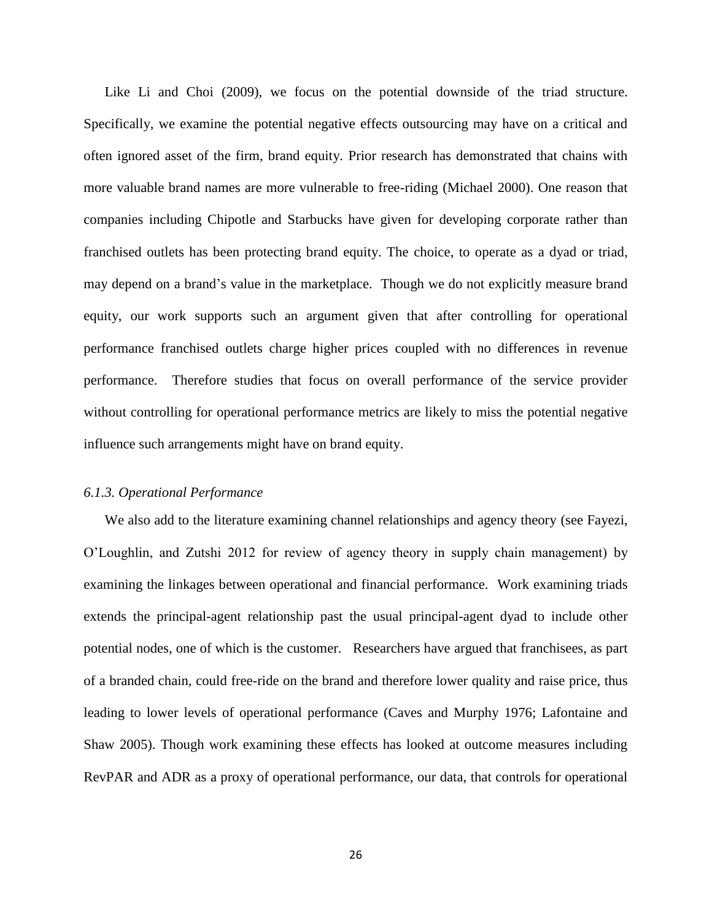Like Li and Choi (2009), we focus on the potential downside of the triad structure. Specifically, we examine the potential negative effects outsourcing may have on a critical and often ignored asset of the firm, brand equity. Prior research has demonstrated that chains with more valuable brand names are more vulnerable to free-riding (Michael 2000). One reason that companies including Chipotle and Starbucks have given for developing corporate rather than franchised outlets has been protecting brand equity. The choice, to operate as a dyad or triad, may depend on a brand's value in the marketplace. Though we do not explicitly measure brand equity, our work supports such an argument given that after controlling for operational performance franchised outlets charge higher prices coupled with no differences in revenue performance. Therefore studies that focus on overall performance of the service provider without controlling for operational performance metrics are likely to miss the potential negative influence such arrangements might have on brand equity.

### *6.1.3. Operational Performance*

We also add to the literature examining channel relationships and agency theory (see Fayezi, O'Loughlin, and Zutshi 2012 for review of agency theory in supply chain management) by examining the linkages between operational and financial performance. Work examining triads extends the principal-agent relationship past the usual principal-agent dyad to include other potential nodes, one of which is the customer. Researchers have argued that franchisees, as part of a branded chain, could free-ride on the brand and therefore lower quality and raise price, thus leading to lower levels of operational performance (Caves and Murphy 1976; Lafontaine and Shaw 2005). Though work examining these effects has looked at outcome measures including RevPAR and ADR as a proxy of operational performance, our data, that controls for operational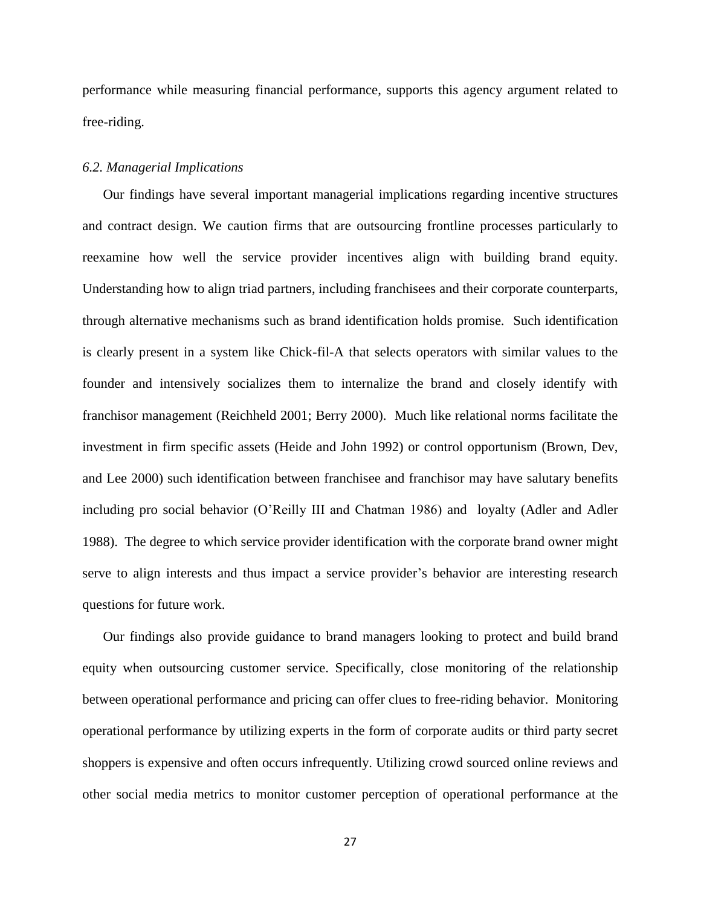performance while measuring financial performance, supports this agency argument related to free-riding.

*6.2. Managerial Implications*

Our findings have several important managerial implications regarding incentive structures and contract design. We caution firms that are outsourcing frontline processes particularly to reexamine how well the service provider incentives align with building brand equity. Understanding how to align triad partners, including franchisees and their corporate counterparts, through alternative mechanisms such as brand identification holds promise. Such identification is clearly present in a system like Chick-fil-A that selects operators with similar values to the founder and intensively socializes them to internalize the brand and closely identify with franchisor management (Reichheld 2001; Berry 2000). Much like relational norms facilitate the investment in firm specific assets (Heide and John 1992) or control opportunism (Brown, Dev, and Lee 2000) such identification between franchisee and franchisor may have salutary benefits including pro social behavior (O'Reilly III and Chatman 1986) and loyalty (Adler and Adler 1988). The degree to which service provider identification with the corporate brand owner might serve to align interests and thus impact a service provider's behavior are interesting research questions for future work.

Our findings also provide guidance to brand managers looking to protect and build brand equity when outsourcing customer service. Specifically, close monitoring of the relationship between operational performance and pricing can offer clues to free-riding behavior. Monitoring operational performance by utilizing experts in the form of corporate audits or third party secret shoppers is expensive and often occurs infrequently. Utilizing crowd sourced online reviews and other social media metrics to monitor customer perception of operational performance at the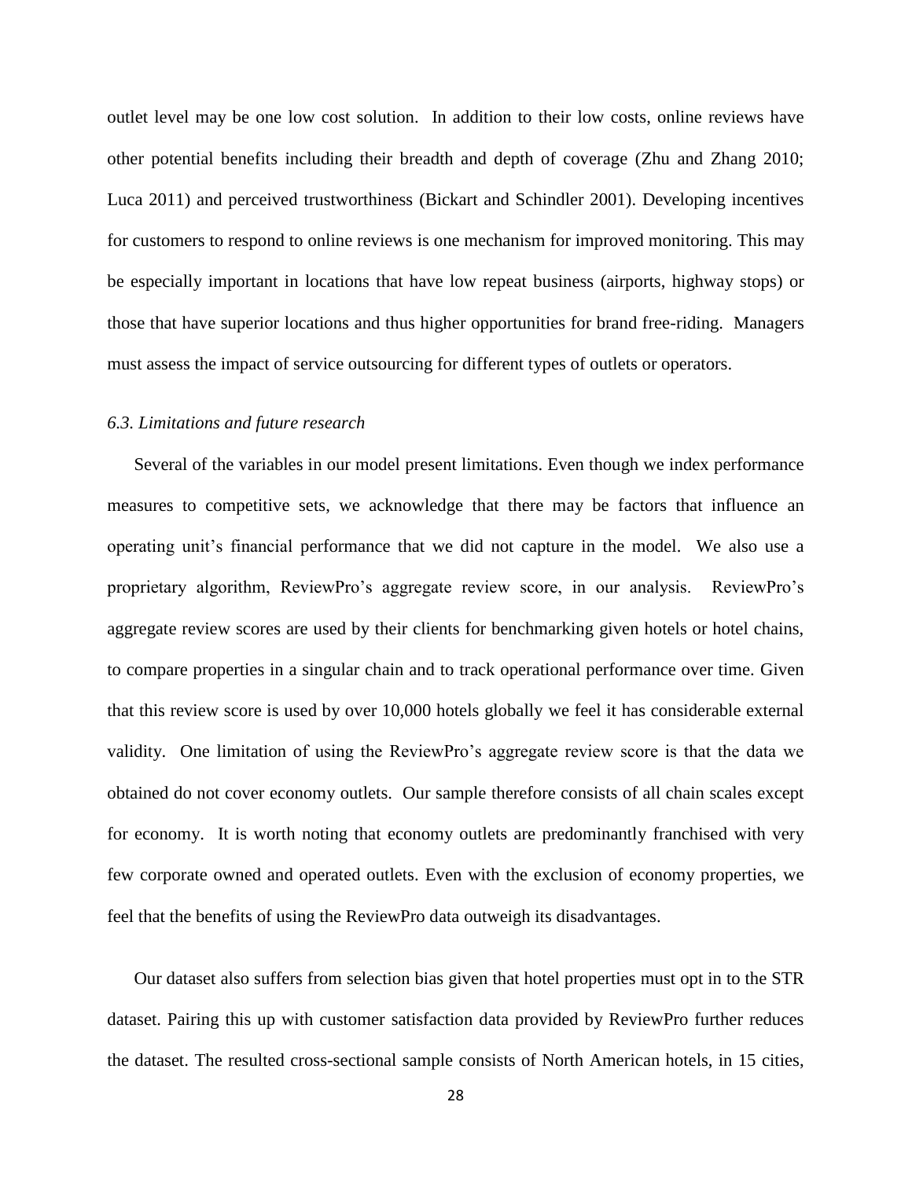outlet level may be one low cost solution. In addition to their low costs, online reviews have other potential benefits including their breadth and depth of coverage (Zhu and Zhang 2010; Luca 2011) and perceived trustworthiness (Bickart and Schindler 2001). Developing incentives for customers to respond to online reviews is one mechanism for improved monitoring. This may be especially important in locations that have low repeat business (airports, highway stops) or those that have superior locations and thus higher opportunities for brand free-riding. Managers must assess the impact of service outsourcing for different types of outlets or operators.

### *6.3. Limitations and future research*

Several of the variables in our model present limitations. Even though we index performance measures to competitive sets, we acknowledge that there may be factors that influence an operating unit's financial performance that we did not capture in the model. We also use a proprietary algorithm, ReviewPro's aggregate review score, in our analysis. ReviewPro's aggregate review scores are used by their clients for benchmarking given hotels or hotel chains, to compare properties in a singular chain and to track operational performance over time. Given that this review score is used by over 10,000 hotels globally we feel it has considerable external validity. One limitation of using the ReviewPro's aggregate review score is that the data we obtained do not cover economy outlets. Our sample therefore consists of all chain scales except for economy. It is worth noting that economy outlets are predominantly franchised with very few corporate owned and operated outlets. Even with the exclusion of economy properties, we feel that the benefits of using the ReviewPro data outweigh its disadvantages.

Our dataset also suffers from selection bias given that hotel properties must opt in to the STR dataset. Pairing this up with customer satisfaction data provided by ReviewPro further reduces the dataset. The resulted cross-sectional sample consists of North American hotels, in 15 cities,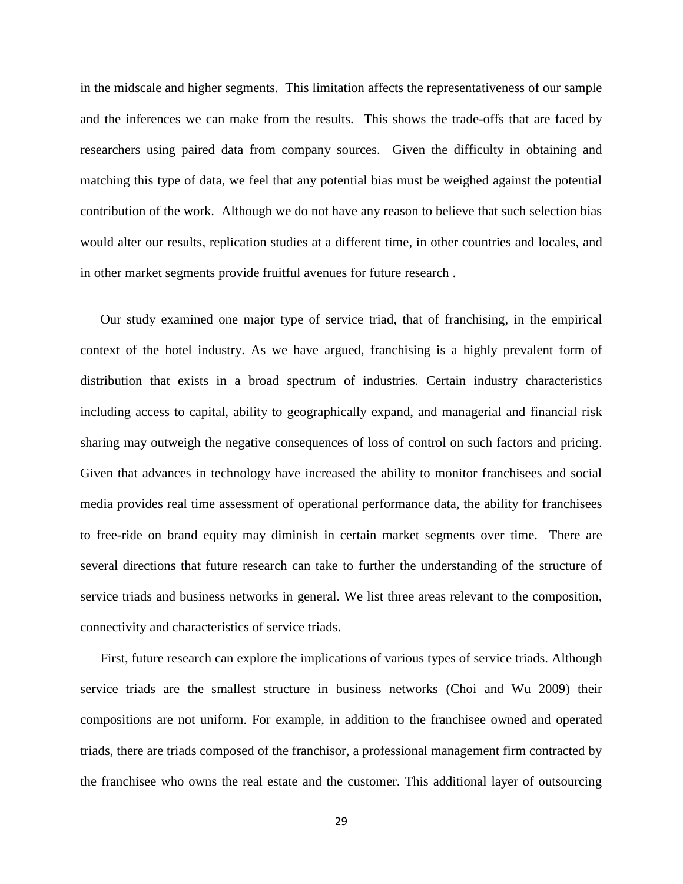in the midscale and higher segments. This limitation affects the representativeness of our sample and the inferences we can make from the results. This shows the trade-offs that are faced by researchers using paired data from company sources. Given the difficulty in obtaining and matching this type of data, we feel that any potential bias must be weighed against the potential contribution of the work. Although we do not have any reason to believe that such selection bias would alter our results, replication studies at a different time, in other countries and locales, and in other market segments provide fruitful avenues for future research .

Our study examined one major type of service triad, that of franchising, in the empirical context of the hotel industry. As we have argued, franchising is a highly prevalent form of distribution that exists in a broad spectrum of industries. Certain industry characteristics including access to capital, ability to geographically expand, and managerial and financial risk sharing may outweigh the negative consequences of loss of control on such factors and pricing. Given that advances in technology have increased the ability to monitor franchisees and social media provides real time assessment of operational performance data, the ability for franchisees to free-ride on brand equity may diminish in certain market segments over time. There are several directions that future research can take to further the understanding of the structure of service triads and business networks in general. We list three areas relevant to the composition, connectivity and characteristics of service triads.

First, future research can explore the implications of various types of service triads. Although service triads are the smallest structure in business networks (Choi and Wu 2009) their compositions are not uniform. For example, in addition to the franchisee owned and operated triads, there are triads composed of the franchisor, a professional management firm contracted by the franchisee who owns the real estate and the customer. This additional layer of outsourcing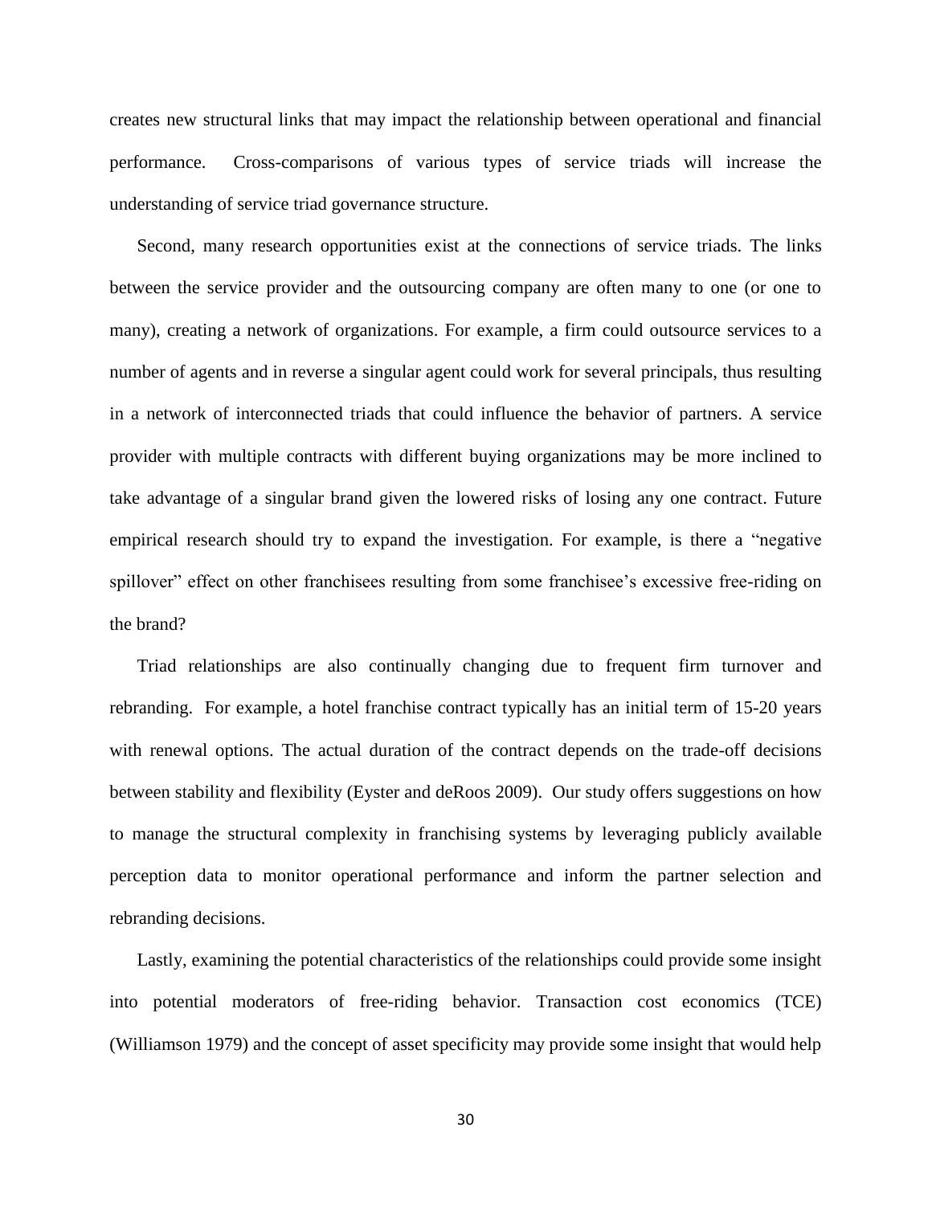creates new structural links that may impact the relationship between operational and financial performance. Cross-comparisons of various types of service triads will increase the understanding of service triad governance structure.

Second, many research opportunities exist at the connections of service triads. The links between the service provider and the outsourcing company are often many to one (or one to many), creating a network of organizations. For example, a firm could outsource services to a number of agents and in reverse a singular agent could work for several principals, thus resulting in a network of interconnected triads that could influence the behavior of partners. A service provider with multiple contracts with different buying organizations may be more inclined to take advantage of a singular brand given the lowered risks of losing any one contract. Future empirical research should try to expand the investigation. For example, is there a "negative spillover" effect on other franchisees resulting from some franchisee's excessive free-riding on the brand?

Triad relationships are also continually changing due to frequent firm turnover and rebranding. For example, a hotel franchise contract typically has an initial term of 15-20 years with renewal options. The actual duration of the contract depends on the trade-off decisions between stability and flexibility (Eyster and deRoos 2009). Our study offers suggestions on how to manage the structural complexity in franchising systems by leveraging publicly available perception data to monitor operational performance and inform the partner selection and rebranding decisions.

Lastly, examining the potential characteristics of the relationships could provide some insight into potential moderators of free-riding behavior. Transaction cost economics (TCE) (Williamson 1979) and the concept of asset specificity may provide some insight that would help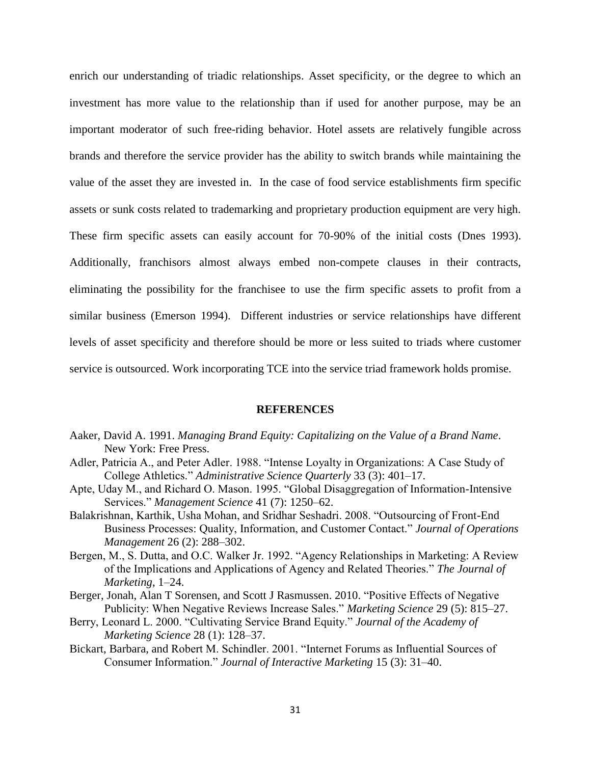enrich our understanding of triadic relationships. Asset specificity, or the degree to which an investment has more value to the relationship than if used for another purpose, may be an important moderator of such free-riding behavior. Hotel assets are relatively fungible across brands and therefore the service provider has the ability to switch brands while maintaining the value of the asset they are invested in. In the case of food service establishments firm specific assets or sunk costs related to trademarking and proprietary production equipment are very high. These firm specific assets can easily account for 70-90% of the initial costs (Dnes 1993). Additionally, franchisors almost always embed non-compete clauses in their contracts, eliminating the possibility for the franchisee to use the firm specific assets to profit from a similar business (Emerson 1994). Different industries or service relationships have different levels of asset specificity and therefore should be more or less suited to triads where customer service is outsourced. Work incorporating TCE into the service triad framework holds promise.

## REFERENCES

Aaker, David A. 1991. *Managing Brand Equity: Capitalizing on the Value of a Brand Name*. New York: Free Press.

Adler, Patricia A., and Peter Adler. 1988. "Intense Loyalty in Organizations: A Case Study of College Athletics." *Administrative Science Quarterly* 33 (3): 401–17.

Apte, Uday M., and Richard O. Mason. 1995. "Global Disaggregation of Information-Intensive Services." *Management Science* 41 (7): 1250–62.

Balakrishnan, Karthik, Usha Mohan, and Sridhar Seshadri. 2008. "Outsourcing of Front-End Business Processes: Quality, Information, and Customer Contact." *Journal of Operations Management* 26 (2): 288–302.

Bergen, M., S. Dutta, and O.C. Walker Jr. 1992. "Agency Relationships in Marketing: A Review of the Implications and Applications of Agency and Related Theories." *The Journal of Marketing*, 1–24.

Berger, Jonah, Alan T Sorensen, and Scott J Rasmussen. 2010. "Positive Effects of Negative Publicity: When Negative Reviews Increase Sales." *Marketing Science* 29 (5): 815–27.

Berry, Leonard L. 2000. "Cultivating Service Brand Equity." *Journal of the Academy of Marketing Science* 28 (1): 128–37.

Bickart, Barbara, and Robert M. Schindler. 2001. "Internet Forums as Influential Sources of Consumer Information." *Journal of Interactive Marketing* 15 (3): 31–40.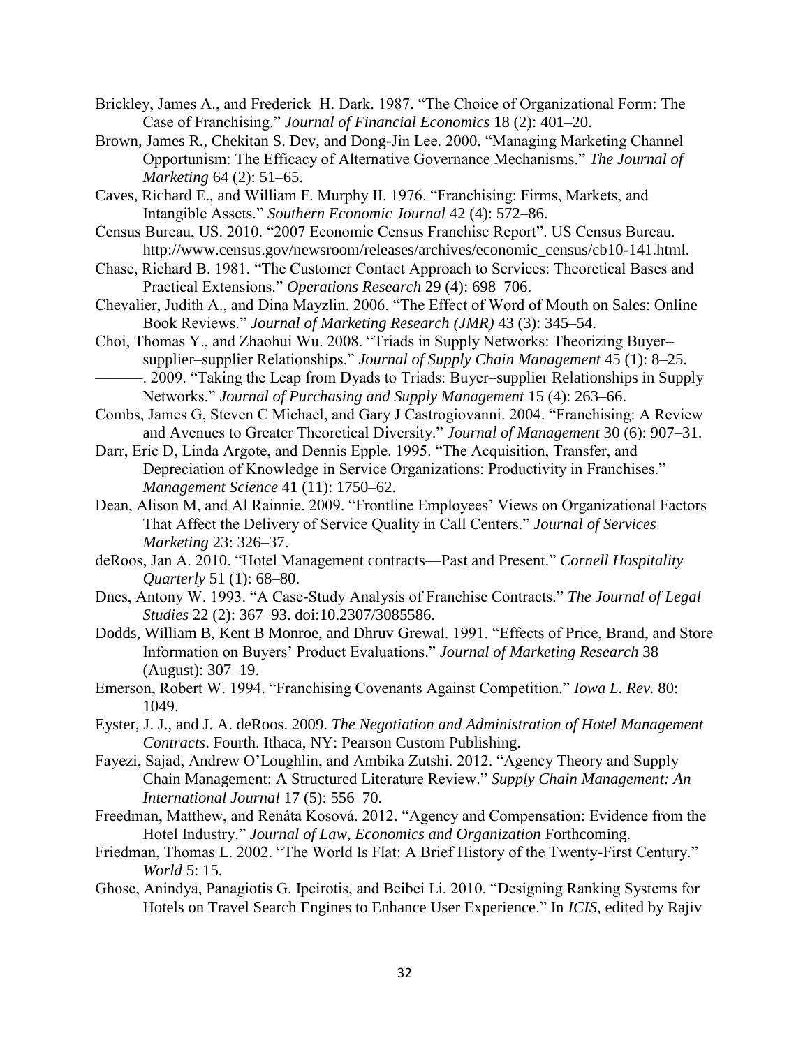Brickley, James A., and Frederick H. Dark. 1987. “The Choice of Organizational Form: The Case of Franchising.” *Journal of Financial Economics* 18 (2): 401–20.

Brown, James R., Chekitan S. Dev, and Dong-Jin Lee. 2000. “Managing Marketing Channel Opportunism: The Efficacy of Alternative Governance Mechanisms.” *The Journal of Marketing* 64 (2): 51–65.

Caves, Richard E., and William F. Murphy II. 1976. “Franchising: Firms, Markets, and Intangible Assets.” *Southern Economic Journal* 42 (4): 572–86.

Census Bureau, US. 2010. “2007 Economic Census Franchise Report”. US Census Bureau. http://www.census.gov/newsroom/releases/archives/economic_census/cb10-141.html.

Chase, Richard B. 1981. “The Customer Contact Approach to Services: Theoretical Bases and Practical Extensions.” *Operations Research* 29 (4): 698–706.

Chevalier, Judith A., and Dina Mayzlin. 2006. “The Effect of Word of Mouth on Sales: Online Book Reviews.” *Journal of Marketing Research (JMR)* 43 (3): 345–54.

Choi, Thomas Y., and Zhaohui Wu. 2008. “Triads in Supply Networks: Theorizing Buyer–supplier–supplier Relationships.” *Journal of Supply Chain Management* 45 (1): 8–25.

———. 2009. “Taking the Leap from Dyads to Triads: Buyer–supplier Relationships in Supply Networks.” *Journal of Purchasing and Supply Management* 15 (4): 263–66.

Combs, James G, Steven C Michael, and Gary J Castrogiovanni. 2004. “Franchising: A Review and Avenues to Greater Theoretical Diversity.” *Journal of Management* 30 (6): 907–31.

Darr, Eric D, Linda Argote, and Dennis Epple. 1995. “The Acquisition, Transfer, and Depreciation of Knowledge in Service Organizations: Productivity in Franchises.” *Management Science* 41 (11): 1750–62.

Dean, Alison M, and Al Rainnie. 2009. “Frontline Employees’ Views on Organizational Factors That Affect the Delivery of Service Quality in Call Centers.” *Journal of Services Marketing* 23: 326–37.

deRoos, Jan A. 2010. “Hotel Management contracts—Past and Present.” *Cornell Hospitality Quarterly* 51 (1): 68–80.

Dnes, Antony W. 1993. “A Case-Study Analysis of Franchise Contracts.” *The Journal of Legal Studies* 22 (2): 367–93. doi:10.2307/3085586.

Dodds, William B, Kent B Monroe, and Dhruv Grewal. 1991. “Effects of Price, Brand, and Store Information on Buyers’ Product Evaluations.” *Journal of Marketing Research* 38 (August): 307–19.

Emerson, Robert W. 1994. “Franchising Covenants Against Competition.” *Iowa L. Rev.* 80: 1049.

Eyster, J. J., and J. A. deRoos. 2009. *The Negotiation and Administration of Hotel Management Contracts*. Fourth. Ithaca, NY: Pearson Custom Publishing.

Fayezi, Sajad, Andrew O’Loughlin, and Ambika Zutshi. 2012. “Agency Theory and Supply Chain Management: A Structured Literature Review.” *Supply Chain Management: An International Journal* 17 (5): 556–70.

Freedman, Matthew, and Renáta Kosová. 2012. “Agency and Compensation: Evidence from the Hotel Industry.” *Journal of Law, Economics and Organization* Forthcoming.

Friedman, Thomas L. 2002. “The World Is Flat: A Brief History of the Twenty-First Century.” *World* 5: 15.

Ghose, Anindya, Panagiotis G. Ipeirotis, and Beibei Li. 2010. “Designing Ranking Systems for Hotels on Travel Search Engines to Enhance User Experience.” In *ICIS*, edited by Rajiv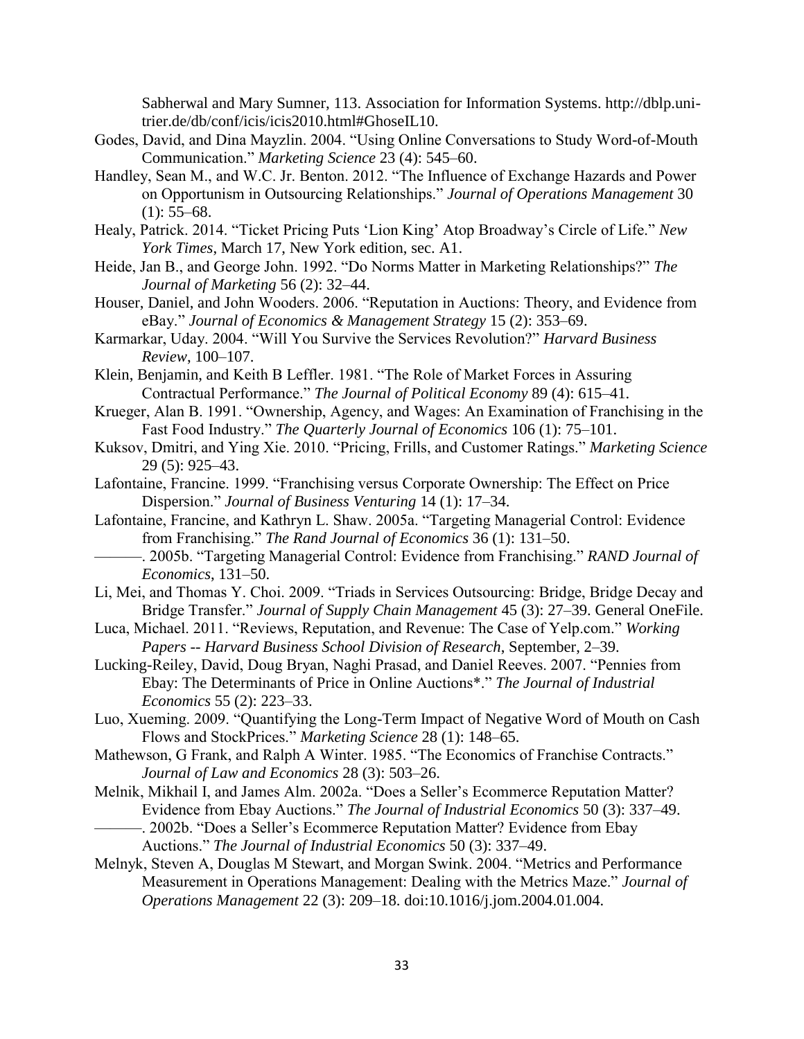Sabherwal and Mary Sumner, 113. Association for Information Systems. http://dblp.uni-trier.de/db/conf/icis/icis2010.html#GhoseIL10.

Godes, David, and Dina Mayzlin. 2004. "Using Online Conversations to Study Word-of-Mouth Communication." *Marketing Science* 23 (4): 545–60.

Handley, Sean M., and W.C. Jr. Benton. 2012. "The Influence of Exchange Hazards and Power on Opportunism in Outsourcing Relationships." *Journal of Operations Management* 30 (1): 55–68.

Healy, Patrick. 2014. "Ticket Pricing Puts 'Lion King' Atop Broadway's Circle of Life." *New York Times*, March 17, New York edition, sec. A1.

Heide, Jan B., and George John. 1992. "Do Norms Matter in Marketing Relationships?" *The Journal of Marketing* 56 (2): 32–44.

Houser, Daniel, and John Wooders. 2006. "Reputation in Auctions: Theory, and Evidence from eBay." *Journal of Economics & Management Strategy* 15 (2): 353–69.

Karmarkar, Uday. 2004. "Will You Survive the Services Revolution?" *Harvard Business Review*, 100–107.

Klein, Benjamin, and Keith B Leffler. 1981. "The Role of Market Forces in Assuring Contractual Performance." *The Journal of Political Economy* 89 (4): 615–41.

Krueger, Alan B. 1991. "Ownership, Agency, and Wages: An Examination of Franchising in the Fast Food Industry." *The Quarterly Journal of Economics* 106 (1): 75–101.

Kuksov, Dmitri, and Ying Xie. 2010. "Pricing, Frills, and Customer Ratings." *Marketing Science* 29 (5): 925–43.

Lafontaine, Francine. 1999. "Franchising versus Corporate Ownership: The Effect on Price Dispersion." *Journal of Business Venturing* 14 (1): 17–34.

Lafontaine, Francine, and Kathryn L. Shaw. 2005a. "Targeting Managerial Control: Evidence from Franchising." *The Rand Journal of Economics* 36 (1): 131–50.

———. 2005b. "Targeting Managerial Control: Evidence from Franchising." *RAND Journal of Economics*, 131–50.

Li, Mei, and Thomas Y. Choi. 2009. "Triads in Services Outsourcing: Bridge, Bridge Decay and Bridge Transfer." *Journal of Supply Chain Management* 45 (3): 27–39. General OneFile.

Luca, Michael. 2011. "Reviews, Reputation, and Revenue: The Case of Yelp.com." *Working Papers -- Harvard Business School Division of Research*, September, 2–39.

Lucking-Reiley, David, Doug Bryan, Naghi Prasad, and Daniel Reeves. 2007. "Pennies from Ebay: The Determinants of Price in Online Auctions*." *The Journal of Industrial Economics* 55 (2): 223–33.

Luo, Xueming. 2009. "Quantifying the Long-Term Impact of Negative Word of Mouth on Cash Flows and StockPrices." *Marketing Science* 28 (1): 148–65.

Mathewson, G Frank, and Ralph A Winter. 1985. "The Economics of Franchise Contracts." *Journal of Law and Economics* 28 (3): 503–26.

Melnik, Mikhail I, and James Alm. 2002a. "Does a Seller's Ecommerce Reputation Matter? Evidence from Ebay Auctions." *The Journal of Industrial Economics* 50 (3): 337–49.

———. 2002b. "Does a Seller's Ecommerce Reputation Matter? Evidence from Ebay Auctions." *The Journal of Industrial Economics* 50 (3): 337–49.

Melnyk, Steven A, Douglas M Stewart, and Morgan Swink. 2004. "Metrics and Performance Measurement in Operations Management: Dealing with the Metrics Maze." *Journal of Operations Management* 22 (3): 209–18. doi:10.1016/j.jom.2004.01.004.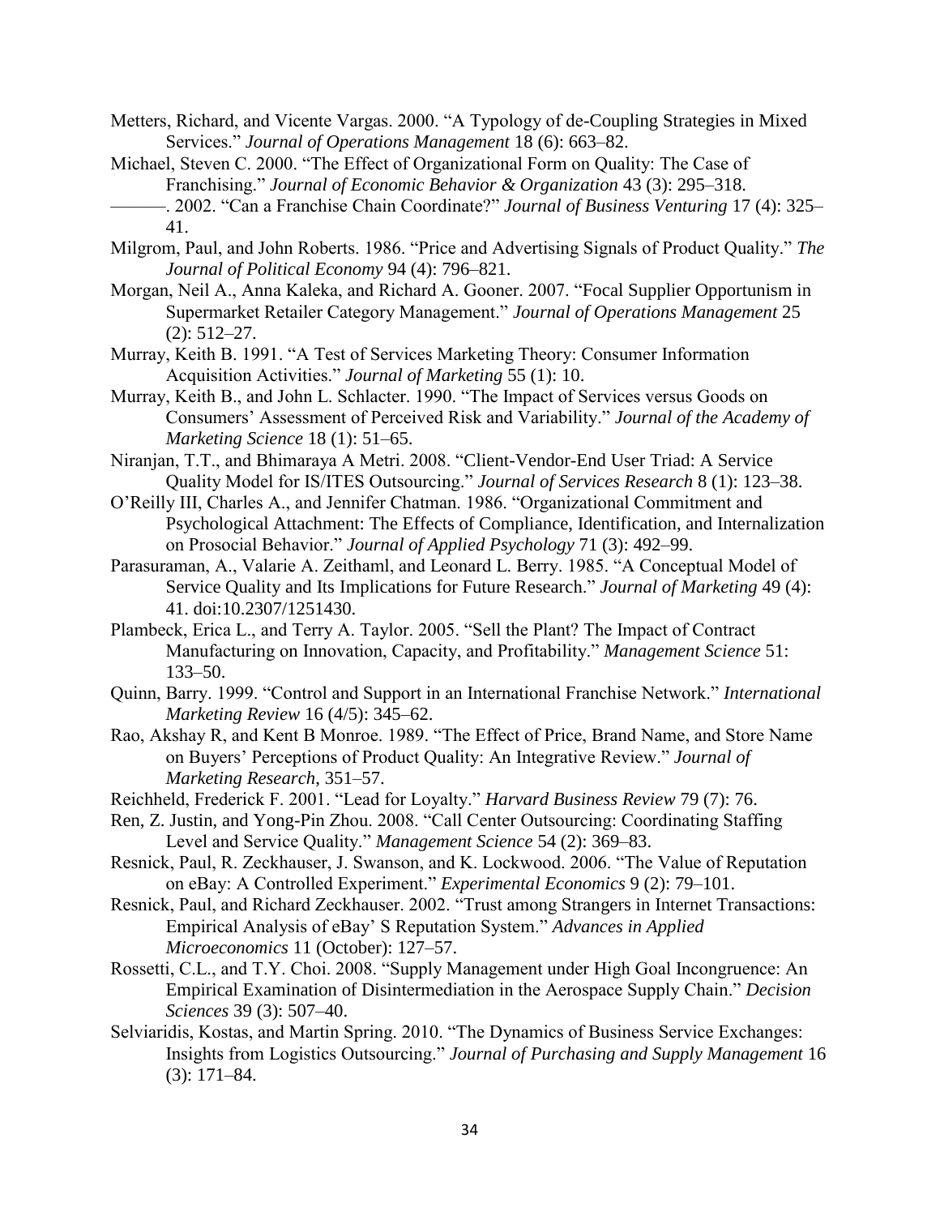Metters, Richard, and Vicente Vargas. 2000. "A Typology of de-Coupling Strategies in Mixed Services." *Journal of Operations Management* 18 (6): 663–82.

Michael, Steven C. 2000. "The Effect of Organizational Form on Quality: The Case of Franchising." *Journal of Economic Behavior & Organization* 43 (3): 295–318.

———. 2002. "Can a Franchise Chain Coordinate?" *Journal of Business Venturing* 17 (4): 325–41.

Milgrom, Paul, and John Roberts. 1986. "Price and Advertising Signals of Product Quality." *The Journal of Political Economy* 94 (4): 796–821.

Morgan, Neil A., Anna Kaleka, and Richard A. Gooner. 2007. "Focal Supplier Opportunism in Supermarket Retailer Category Management." *Journal of Operations Management* 25 (2): 512–27.

Murray, Keith B. 1991. "A Test of Services Marketing Theory: Consumer Information Acquisition Activities." *Journal of Marketing* 55 (1): 10.

Murray, Keith B., and John L. Schlacter. 1990. "The Impact of Services versus Goods on Consumers' Assessment of Perceived Risk and Variability." *Journal of the Academy of Marketing Science* 18 (1): 51–65.

Niranjan, T.T., and Bhimaraya A Metri. 2008. "Client-Vendor-End User Triad: A Service Quality Model for IS/ITES Outsourcing." *Journal of Services Research* 8 (1): 123–38.

O'Reilly III, Charles A., and Jennifer Chatman. 1986. "Organizational Commitment and Psychological Attachment: The Effects of Compliance, Identification, and Internalization on Prosocial Behavior." *Journal of Applied Psychology* 71 (3): 492–99.

Parasuraman, A., Valarie A. Zeithaml, and Leonard L. Berry. 1985. "A Conceptual Model of Service Quality and Its Implications for Future Research." *Journal of Marketing* 49 (4): 41. doi:10.2307/1251430.

Plambeck, Erica L., and Terry A. Taylor. 2005. "Sell the Plant? The Impact of Contract Manufacturing on Innovation, Capacity, and Profitability." *Management Science* 51: 133–50.

Quinn, Barry. 1999. "Control and Support in an International Franchise Network." *International Marketing Review* 16 (4/5): 345–62.

Rao, Akshay R, and Kent B Monroe. 1989. "The Effect of Price, Brand Name, and Store Name on Buyers' Perceptions of Product Quality: An Integrative Review." *Journal of Marketing Research*, 351–57.

Reichheld, Frederick F. 2001. "Lead for Loyalty." *Harvard Business Review* 79 (7): 76.

Ren, Z. Justin, and Yong-Pin Zhou. 2008. "Call Center Outsourcing: Coordinating Staffing Level and Service Quality." *Management Science* 54 (2): 369–83.

Resnick, Paul, R. Zeckhauser, J. Swanson, and K. Lockwood. 2006. "The Value of Reputation on eBay: A Controlled Experiment." *Experimental Economics* 9 (2): 79–101.

Resnick, Paul, and Richard Zeckhauser. 2002. "Trust among Strangers in Internet Transactions: Empirical Analysis of eBay' S Reputation System." *Advances in Applied Microeconomics* 11 (October): 127–57.

Rossetti, C.L., and T.Y. Choi. 2008. "Supply Management under High Goal Incongruence: An Empirical Examination of Disintermediation in the Aerospace Supply Chain." *Decision Sciences* 39 (3): 507–40.

Selviaridis, Kostas, and Martin Spring. 2010. "The Dynamics of Business Service Exchanges: Insights from Logistics Outsourcing." *Journal of Purchasing and Supply Management* 16 (3): 171–84.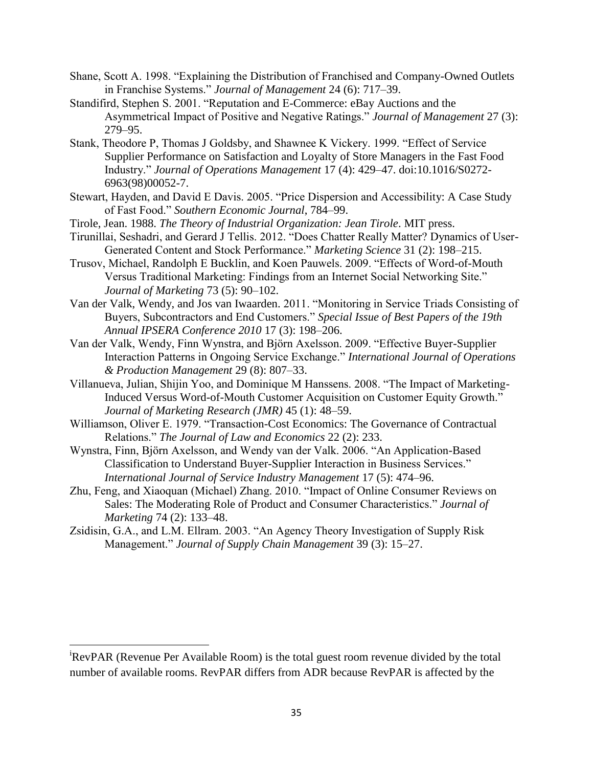Shane, Scott A. 1998. "Explaining the Distribution of Franchised and Company-Owned Outlets in Franchise Systems." *Journal of Management* 24 (6): 717–39.

Standifird, Stephen S. 2001. "Reputation and E-Commerce: eBay Auctions and the Asymmetrical Impact of Positive and Negative Ratings." *Journal of Management* 27 (3): 279–95.

Stank, Theodore P, Thomas J Goldsby, and Shawnee K Vickery. 1999. "Effect of Service Supplier Performance on Satisfaction and Loyalty of Store Managers in the Fast Food Industry." *Journal of Operations Management* 17 (4): 429–47. doi:10.1016/S0272-6963(98)00052-7.

Stewart, Hayden, and David E Davis. 2005. "Price Dispersion and Accessibility: A Case Study of Fast Food." *Southern Economic Journal*, 784–99.

Tirole, Jean. 1988. *The Theory of Industrial Organization: Jean Tirole*. MIT press.

Tirunillai, Seshadri, and Gerard J Tellis. 2012. "Does Chatter Really Matter? Dynamics of User-Generated Content and Stock Performance." *Marketing Science* 31 (2): 198–215.

Trusov, Michael, Randolph E Bucklin, and Koen Pauwels. 2009. "Effects of Word-of-Mouth Versus Traditional Marketing: Findings from an Internet Social Networking Site." *Journal of Marketing* 73 (5): 90–102.

Van der Valk, Wendy, and Jos van Iwaarden. 2011. "Monitoring in Service Triads Consisting of Buyers, Subcontractors and End Customers." *Special Issue of Best Papers of the 19th Annual IPSERA Conference 2010* 17 (3): 198–206.

Van der Valk, Wendy, Finn Wynstra, and Björn Axelsson. 2009. "Effective Buyer-Supplier Interaction Patterns in Ongoing Service Exchange." *International Journal of Operations & Production Management* 29 (8): 807–33.

Villanueva, Julian, Shijin Yoo, and Dominique M Hanssens. 2008. "The Impact of Marketing-Induced Versus Word-of-Mouth Customer Acquisition on Customer Equity Growth." *Journal of Marketing Research (JMR)* 45 (1): 48–59.

Williamson, Oliver E. 1979. "Transaction-Cost Economics: The Governance of Contractual Relations." *The Journal of Law and Economics* 22 (2): 233.

Wynstra, Finn, Björn Axelsson, and Wendy van der Valk. 2006. "An Application-Based Classification to Understand Buyer-Supplier Interaction in Business Services." *International Journal of Service Industry Management* 17 (5): 474–96.

Zhu, Feng, and Xiaoquan (Michael) Zhang. 2010. "Impact of Online Consumer Reviews on Sales: The Moderating Role of Product and Consumer Characteristics." *Journal of Marketing* 74 (2): 133–48.

Zsidisin, G.A., and L.M. Ellram. 2003. "An Agency Theory Investigation of Supply Risk Management." *Journal of Supply Chain Management* 39 (3): 15–27.

---

[i] RevPAR (Revenue Per Available Room) is the total guest room revenue divided by the total number of available rooms. RevPAR differs from ADR because RevPAR is affected by the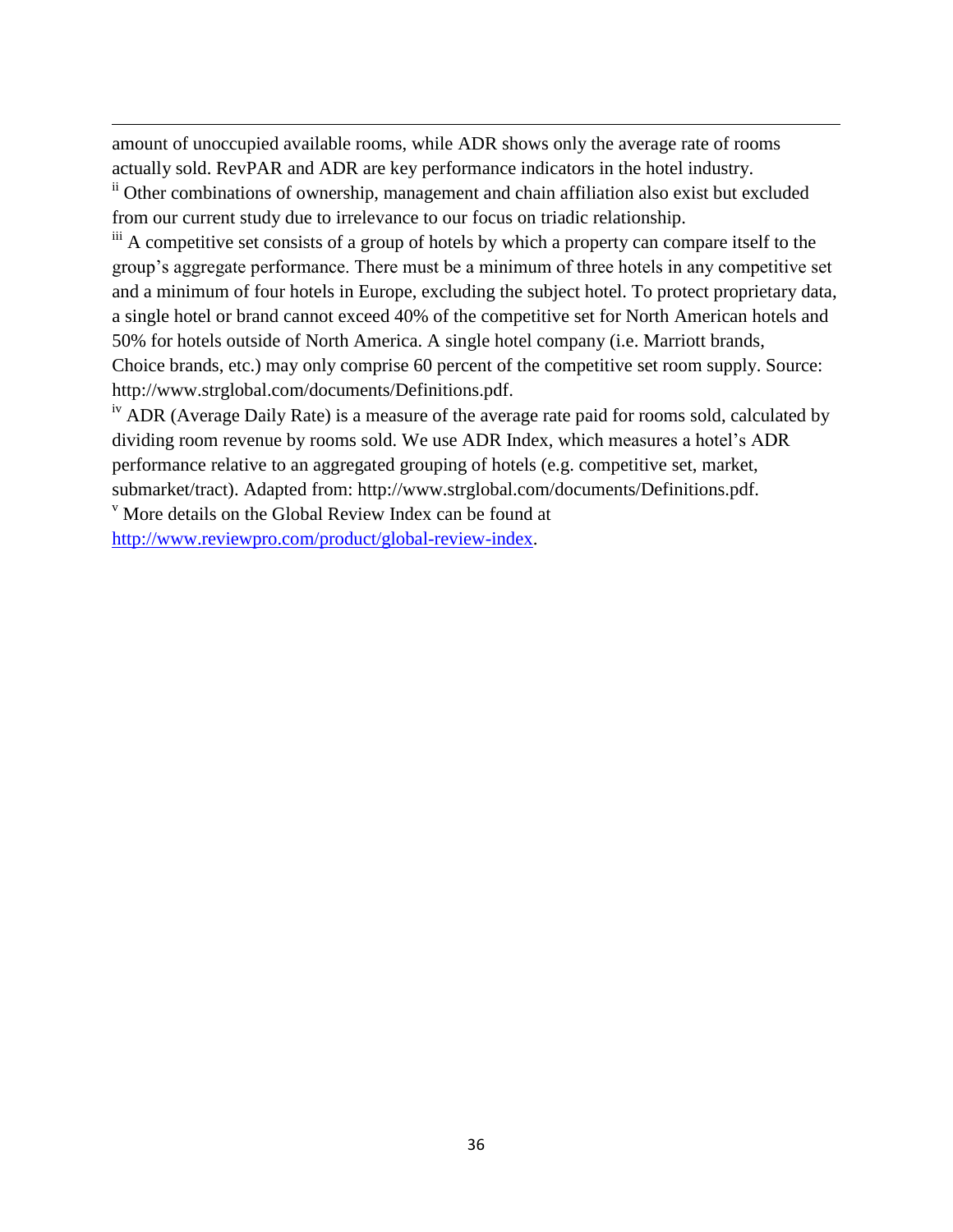amount of unoccupied available rooms, while ADR shows only the average rate of rooms actually sold. RevPAR and ADR are key performance indicators in the hotel industry.

[ii] Other combinations of ownership, management and chain affiliation also exist but excluded from our current study due to irrelevance to our focus on triadic relationship.

[iii] A competitive set consists of a group of hotels by which a property can compare itself to the group's aggregate performance. There must be a minimum of three hotels in any competitive set and a minimum of four hotels in Europe, excluding the subject hotel. To protect proprietary data, a single hotel or brand cannot exceed 40% of the competitive set for North American hotels and 50% for hotels outside of North America. A single hotel company (i.e. Marriott brands, Choice brands, etc.) may only comprise 60 percent of the competitive set room supply. Source: http://www.strglobal.com/documents/Definitions.pdf.

[iv] ADR (Average Daily Rate) is a measure of the average rate paid for rooms sold, calculated by dividing room revenue by rooms sold. We use ADR Index, which measures a hotel's ADR performance relative to an aggregated grouping of hotels (e.g. competitive set, market, submarket/tract). Adapted from: http://www.strglobal.com/documents/Definitions.pdf.

[v] More details on the Global Review Index can be found at http://www.reviewpro.com/product/global-review-index.